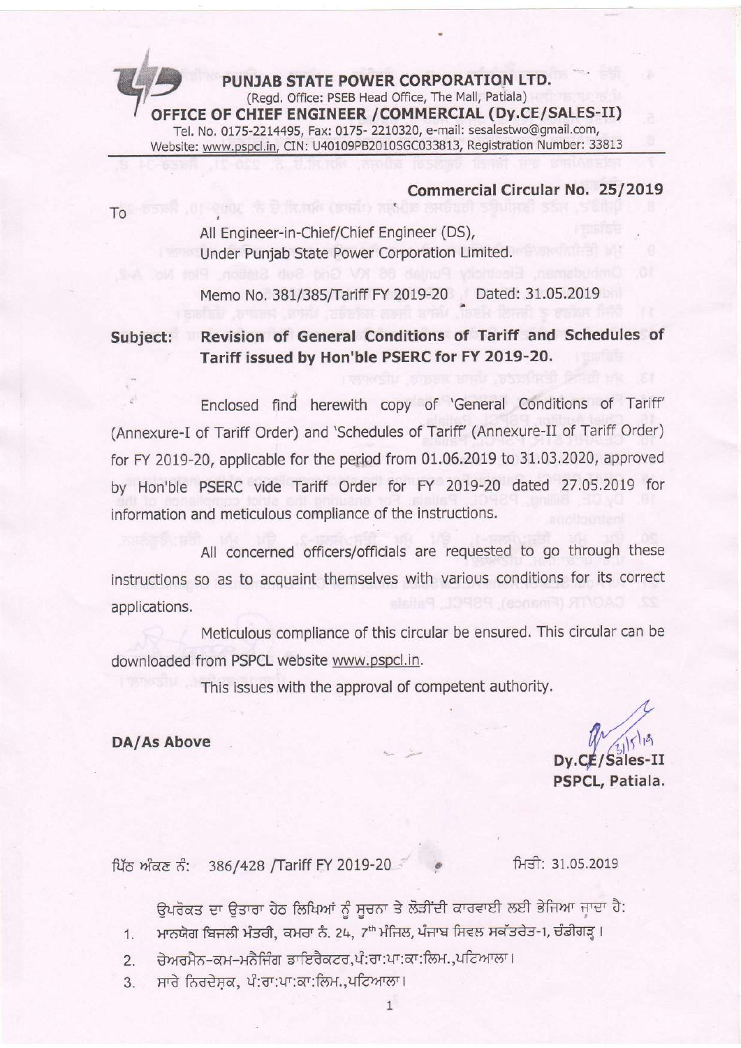**PUNJAB STATE POWER CORPORATION LTD.**

(Regd. Office: PSEB Head Office, The Mall, Patiala)

**OFFICE OF CHIEF ENGINEER /COMMERCIAL (Dy.CE/SALES-II)**

Tel. No. 0175-2214495, Fax: 0175- 2210320, e-mail: sesalestwo@gmail.com,
Website: www.pspcl.in, CIN: U40109PB2010SGC033813, Registration Number: 33813

**Commercial Circular No. 25/2019**

To

All Engineer-in-Chief/Chief Engineer (DS),
Under Punjab State Power Corporation Limited.

Memo No. 381/385/Tariff FY 2019-20 Dated: 31.05.2019

**Subject: Revision of General Conditions of Tariff and Schedules of Tariff issued by Hon'ble PSERC for FY 2019-20.**

Enclosed find herewith copy of 'General Conditions of Tariff' (Annexure-I of Tariff Order) and 'Schedules of Tariff' (Annexure-II of Tariff Order) for FY 2019-20, applicable for the period from 01.06.2019 to 31.03.2020, approved by Hon'ble PSERC vide Tariff Order for FY 2019-20 dated 27.05.2019 for information and meticulous compliance of the instructions.

All concerned officers/officials are requested to go through these instructions so as to acquaint themselves with various conditions for its correct applications.

Meticulous compliance of this circular be ensured. This circular can be downloaded from PSPCL website www.pspcl.in.

This issues with the approval of competent authority.

**DA/As Above**

**Dy.CE/Sales-II**
**PSPCL, Patiala.**

ਪਿੱਠ ਅੰਕਣ ਨੰ: 386/428 /Tariff FY 2019-20 ਮਿਤੀ: 31.05.2019

ਉਪਰੋਕਤ ਦਾ ਉਤਾਰਾ ਹੇਠ ਲਿਖਿਆਂ ਨੂੰ ਸੂਚਨਾ ਤੇ ਲੋੜੀਂਦੀ ਕਾਰਵਾਈ ਲਈ ਭੇਜਿਆ ਜਾਂਦਾ ਹੈ:

1. ਮਾਨਯੋਗ ਬਿਜਲੀ ਮੰਤਰੀ, ਕਮਰਾ ਨੰ. 24, 7th ਮੰਜਿਲ, ਪੰਜਾਬ ਸਿਵਲ ਸਕੱਤਰੇਤ-1, ਚੰਡੀਗੜ੍ਹ।
2. ਚੇਅਰਮੈਨ-ਕਮ-ਮੈਨੇਜਿੰਗ ਡਾਇਰੈਕਟਰ,ਪੰ:ਰਾ:ਪਾ:ਕਾ:ਲਿਮ.,ਪਟਿਆਲਾ।
3. ਸਾਰੇ ਨਿਰਦੇਸ਼ਕ, ਪੰ:ਰਾ:ਪਾ:ਕਾ:ਲਿਮ.,ਪਟਿਆਲਾ।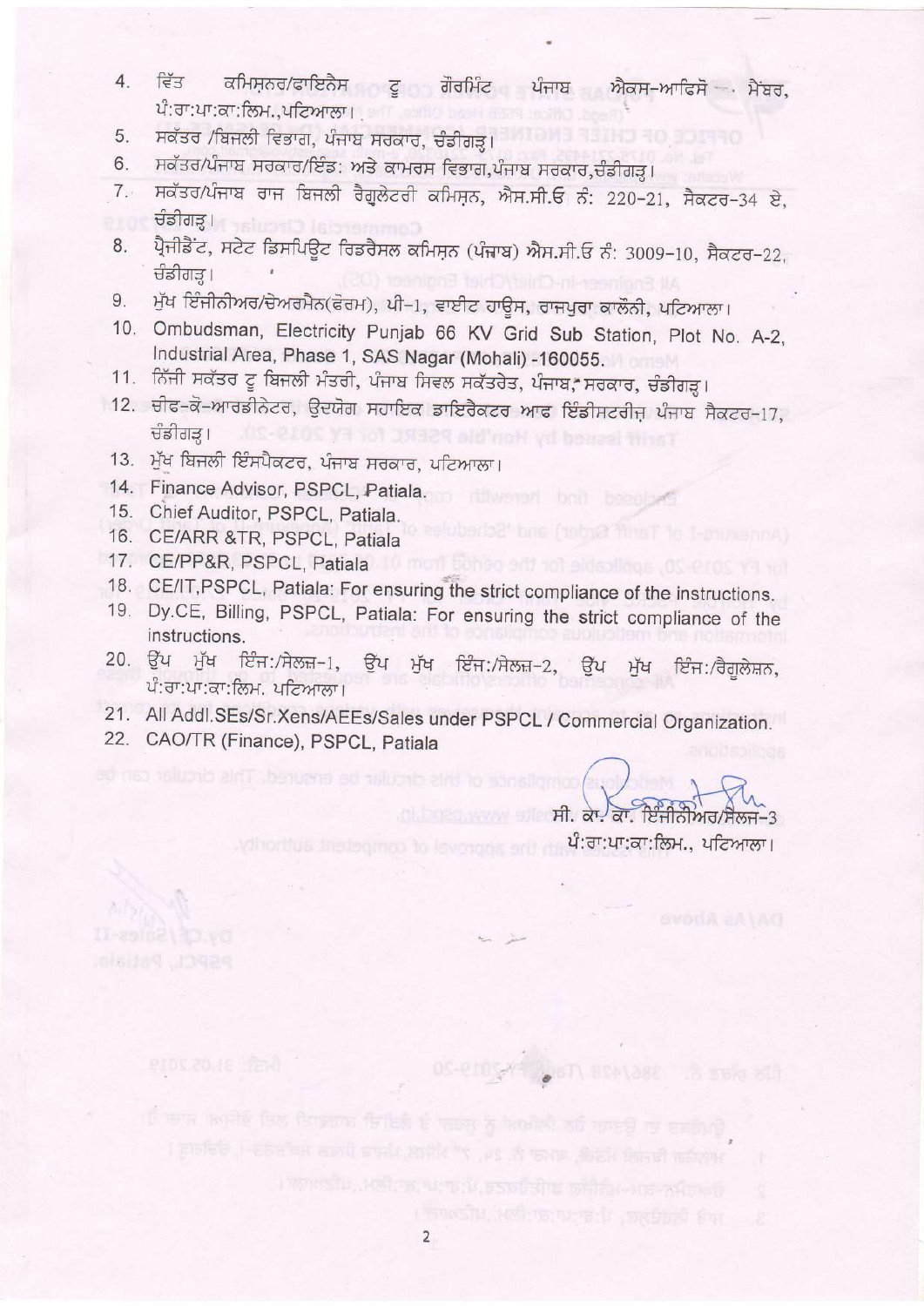4. ਵਿੱਤ ਕਮਿਸ਼ਨਰ/ਫਾਇਨੈਸ ਟੂ ਗੌਰਮਿੰਟ ਪੰਜਾਬ ਐਕਸ-ਆਫਿਸੋ ਮੈਂਬਰ, ਪੰ:ਰਾ:ਪਾ:ਕਾ:ਲਿਮ.,ਪਟਿਆਲਾ।
5. ਸਕੱਤਰ /ਬਿਜਲੀ ਵਿਭਾਗ, ਪੰਜਾਬ ਸਰਕਾਰ, ਚੰਡੀਗੜ੍ਹ।
6. ਸਕੱਤਰ/ਪੰਜਾਬ ਸਰਕਾਰ/ਇੰਡ: ਅਤੇ ਕਾਮਰਸ ਵਿਭਾਗ,ਪੰਜਾਬ ਸਰਕਾਰ,ਚੰਡੀਗੜ੍ਹ।
7. ਸਕੱਤਰ/ਪੰਜਾਬ ਰਾਜ ਬਿਜਲੀ ਰੈਗੂਲੇਟਰੀ ਕਮਿਸ਼ਨ, ਐਸ.ਸੀ.ਓ ਨੰ: 220-21, ਸੈਕਟਰ-34 ਏ, ਚੰਡੀਗੜ੍ਹ।
8. ਪ੍ਰੈਜੀਡੈਂਟ, ਸਟੇਟ ਡਿਸਪਿਊਟ ਰਿਡਰੈਸਲ ਕਮਿਸ਼ਨ (ਪੰਜਾਬ) ਐਸ.ਸੀ.ਓ ਨੰ: 3009-10, ਸੈਕਟਰ-22, ਚੰਡੀਗੜ੍ਹ।
9. ਮੁੱਖ ਇੰਜੀਨੀਅਰ/ਚੇਅਰਮੈਨ(ਫੋਰਮ), ਪੀ-1, ਵਾਈਟ ਹਾਊਸ, ਰਾਜਪੁਰਾ ਕਾਲੋਨੀ, ਪਟਿਆਲਾ।
10. Ombudsman, Electricity Punjab 66 KV Grid Sub Station, Plot No. A-2, Industrial Area, Phase 1, SAS Nagar (Mohali) -160055.
11. ਨਿੱਜੀ ਸਕੱਤਰ ਟੂ ਬਿਜਲੀ ਮੰਤਰੀ, ਪੰਜਾਬ ਸਿਵਲ ਸਕੱਤਰੇਤ, ਪੰਜਾਬ ਸਰਕਾਰ, ਚੰਡੀਗੜ੍ਹ।
12. ਚੀਫ-ਕੋ-ਆਰਡੀਨੇਟਰ, ਉਦਯੋਗ ਸਹਾਇਕ ਡਾਇਰੈਕਟਰ ਆਫ ਇੰਡੀਸਟਰੀਜ਼ ਪੰਜਾਬ ਸੈਕਟਰ-17, ਚੰਡੀਗੜ੍ਹ।
13. ਮੁੱਖ ਬਿਜਲੀ ਇੰਸਪੈਕਟਰ, ਪੰਜਾਬ ਸਰਕਾਰ, ਪਟਿਆਲਾ।
14. Finance Advisor, PSPCL, Patiala.
15. Chief Auditor, PSPCL, Patiala.
16. CE/ARR &TR, PSPCL, Patiala
17. CE/PP&R, PSPCL, Patiala
18. CE/IT,PSPCL, Patiala: For ensuring the strict compliance of the instructions.
19. Dy.CE, Billing, PSPCL, Patiala: For ensuring the strict compliance of the instructions.
20. ਉੱਪ ਮੁੱਖ ਇੰਜ:/ਸੇਲਜ਼-1, ਉੱਪ ਮੁੱਖ ਇੰਜ:/ਸੇਲਜ਼-2, ਉੱਪ ਮੁੱਖ ਇੰਜ:/ਰੈਗੂਲੇਸ਼ਨ, ਪੰ:ਰਾ:ਪਾ:ਕਾ:ਲਿਮ. ਪਟਿਆਲਾ।
21. All Addl.SEs/Sr.Xens/AEEs/Sales under PSPCL / Commercial Organization.
22. CAO/TR (Finance), PSPCL, Patiala

ਸੀ. ਕਾ. ਕਾ. ਇੰਜੀਨੀਅਰ/ਸੇਲਜ਼-3
ਪੰ:ਰਾ:ਪਾ:ਕਾ:ਲਿਮ., ਪਟਿਆਲਾ।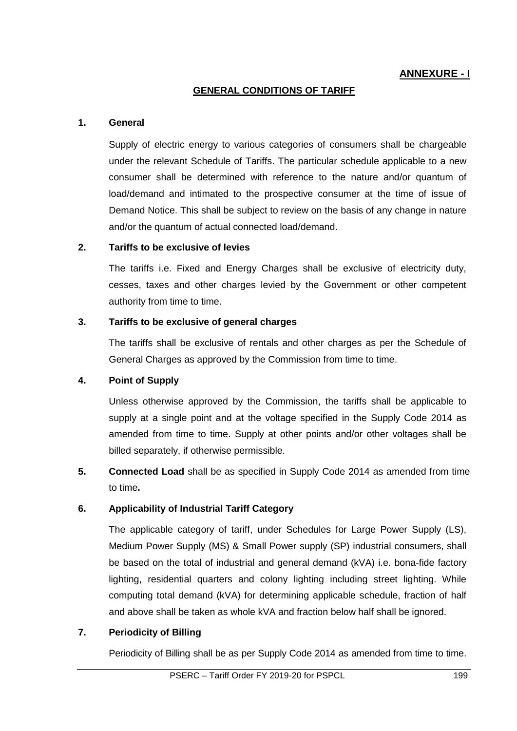**ANNEXURE - I**

## GENERAL CONDITIONS OF TARIFF

### 1. General

Supply of electric energy to various categories of consumers shall be chargeable under the relevant Schedule of Tariffs. The particular schedule applicable to a new consumer shall be determined with reference to the nature and/or quantum of load/demand and intimated to the prospective consumer at the time of issue of Demand Notice. This shall be subject to review on the basis of any change in nature and/or the quantum of actual connected load/demand.

### 2. Tariffs to be exclusive of levies

The tariffs i.e. Fixed and Energy Charges shall be exclusive of electricity duty, cesses, taxes and other charges levied by the Government or other competent authority from time to time.

### 3. Tariffs to be exclusive of general charges

The tariffs shall be exclusive of rentals and other charges as per the Schedule of General Charges as approved by the Commission from time to time.

### 4. Point of Supply

Unless otherwise approved by the Commission, the tariffs shall be applicable to supply at a single point and at the voltage specified in the Supply Code 2014 as amended from time to time. Supply at other points and/or other voltages shall be billed separately, if otherwise permissible.

**5. Connected Load** shall be as specified in Supply Code 2014 as amended from time to time**.**

### 6. Applicability of Industrial Tariff Category

The applicable category of tariff, under Schedules for Large Power Supply (LS), Medium Power Supply (MS) & Small Power supply (SP) industrial consumers, shall be based on the total of industrial and general demand (kVA) i.e. bona-fide factory lighting, residential quarters and colony lighting including street lighting. While computing total demand (kVA) for determining applicable schedule, fraction of half and above shall be taken as whole kVA and fraction below half shall be ignored.

### 7. Periodicity of Billing

Periodicity of Billing shall be as per Supply Code 2014 as amended from time to time.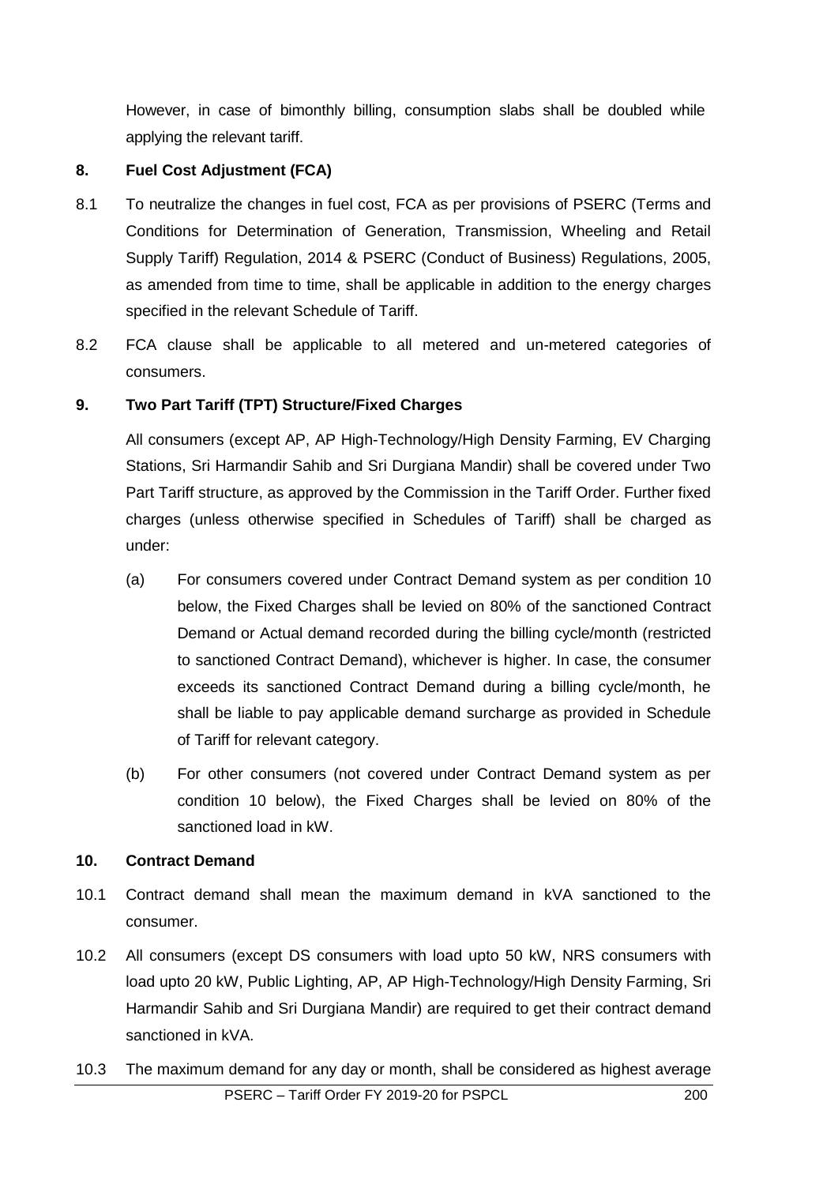However, in case of bimonthly billing, consumption slabs shall be doubled while applying the relevant tariff.

**8. Fuel Cost Adjustment (FCA)**

8.1 To neutralize the changes in fuel cost, FCA as per provisions of PSERC (Terms and Conditions for Determination of Generation, Transmission, Wheeling and Retail Supply Tariff) Regulation, 2014 & PSERC (Conduct of Business) Regulations, 2005, as amended from time to time, shall be applicable in addition to the energy charges specified in the relevant Schedule of Tariff.

8.2 FCA clause shall be applicable to all metered and un-metered categories of consumers.

**9. Two Part Tariff (TPT) Structure/Fixed Charges**

All consumers (except AP, AP High-Technology/High Density Farming, EV Charging Stations, Sri Harmandir Sahib and Sri Durgiana Mandir) shall be covered under Two Part Tariff structure, as approved by the Commission in the Tariff Order. Further fixed charges (unless otherwise specified in Schedules of Tariff) shall be charged as under:

(a) For consumers covered under Contract Demand system as per condition 10 below, the Fixed Charges shall be levied on 80% of the sanctioned Contract Demand or Actual demand recorded during the billing cycle/month (restricted to sanctioned Contract Demand), whichever is higher. In case, the consumer exceeds its sanctioned Contract Demand during a billing cycle/month, he shall be liable to pay applicable demand surcharge as provided in Schedule of Tariff for relevant category.

(b) For other consumers (not covered under Contract Demand system as per condition 10 below), the Fixed Charges shall be levied on 80% of the sanctioned load in kW.

**10. Contract Demand**

10.1 Contract demand shall mean the maximum demand in kVA sanctioned to the consumer.

10.2 All consumers (except DS consumers with load upto 50 kW, NRS consumers with load upto 20 kW, Public Lighting, AP, AP High-Technology/High Density Farming, Sri Harmandir Sahib and Sri Durgiana Mandir) are required to get their contract demand sanctioned in kVA.

10.3 The maximum demand for any day or month, shall be considered as highest average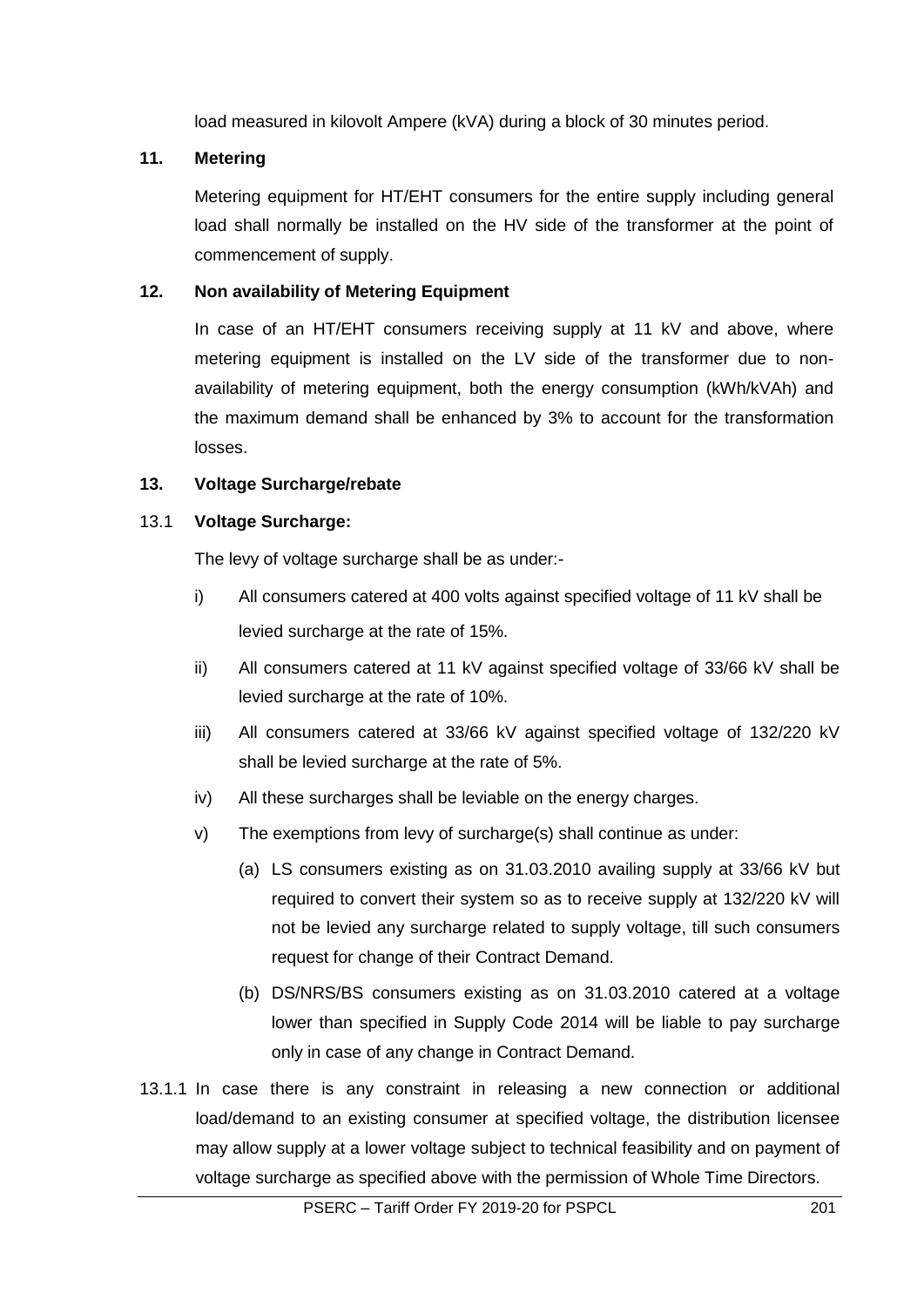load measured in kilovolt Ampere (kVA) during a block of 30 minutes period.

## 11. Metering

Metering equipment for HT/EHT consumers for the entire supply including general load shall normally be installed on the HV side of the transformer at the point of commencement of supply.

## 12. Non availability of Metering Equipment

In case of an HT/EHT consumers receiving supply at 11 kV and above, where metering equipment is installed on the LV side of the transformer due to non-availability of metering equipment, both the energy consumption (kWh/kVAh) and the maximum demand shall be enhanced by 3% to account for the transformation losses.

## 13. Voltage Surcharge/rebate

### 13.1 Voltage Surcharge:

The levy of voltage surcharge shall be as under:-

i) All consumers catered at 400 volts against specified voltage of 11 kV shall be levied surcharge at the rate of 15%.

ii) All consumers catered at 11 kV against specified voltage of 33/66 kV shall be levied surcharge at the rate of 10%.

iii) All consumers catered at 33/66 kV against specified voltage of 132/220 kV shall be levied surcharge at the rate of 5%.

iv) All these surcharges shall be leviable on the energy charges.

v) The exemptions from levy of surcharge(s) shall continue as under:

   (a) LS consumers existing as on 31.03.2010 availing supply at 33/66 kV but required to convert their system so as to receive supply at 132/220 kV will not be levied any surcharge related to supply voltage, till such consumers request for change of their Contract Demand.

   (b) DS/NRS/BS consumers existing as on 31.03.2010 catered at a voltage lower than specified in Supply Code 2014 will be liable to pay surcharge only in case of any change in Contract Demand.

13.1.1 In case there is any constraint in releasing a new connection or additional load/demand to an existing consumer at specified voltage, the distribution licensee may allow supply at a lower voltage subject to technical feasibility and on payment of voltage surcharge as specified above with the permission of Whole Time Directors.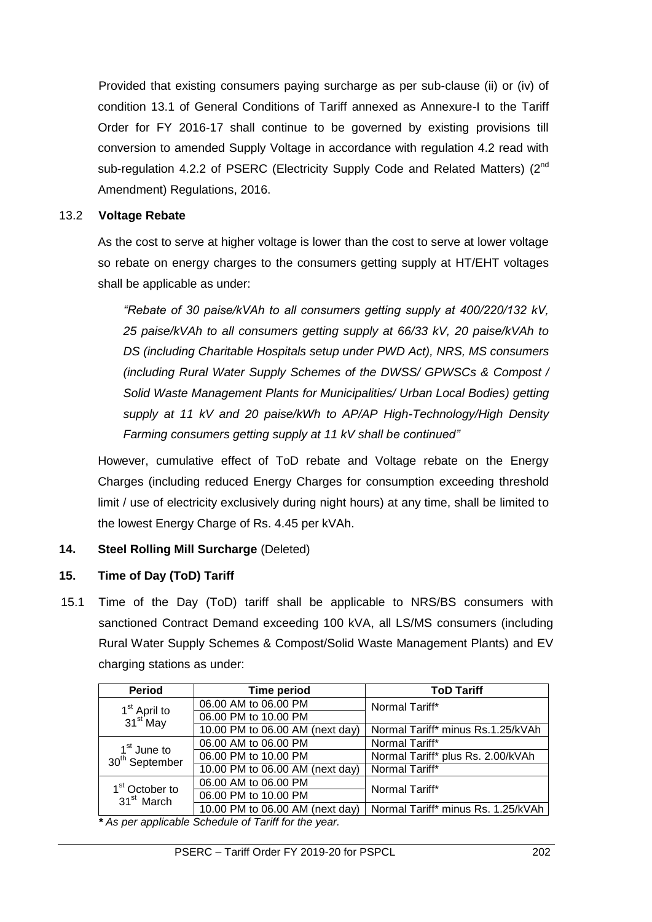Provided that existing consumers paying surcharge as per sub-clause (ii) or (iv) of condition 13.1 of General Conditions of Tariff annexed as Annexure-I to the Tariff Order for FY 2016-17 shall continue to be governed by existing provisions till conversion to amended Supply Voltage in accordance with regulation 4.2 read with sub-regulation 4.2.2 of PSERC (Electricity Supply Code and Related Matters) (2nd Amendment) Regulations, 2016.

13.2 **Voltage Rebate**

As the cost to serve at higher voltage is lower than the cost to serve at lower voltage so rebate on energy charges to the consumers getting supply at HT/EHT voltages shall be applicable as under:

*"Rebate of 30 paise/kVAh to all consumers getting supply at 400/220/132 kV, 25 paise/kVAh to all consumers getting supply at 66/33 kV, 20 paise/kVAh to DS (including Charitable Hospitals setup under PWD Act), NRS, MS consumers (including Rural Water Supply Schemes of the DWSS/ GPWSCs & Compost / Solid Waste Management Plants for Municipalities/ Urban Local Bodies) getting supply at 11 kV and 20 paise/kWh to AP/AP High-Technology/High Density Farming consumers getting supply at 11 kV shall be continued"*

However, cumulative effect of ToD rebate and Voltage rebate on the Energy Charges (including reduced Energy Charges for consumption exceeding threshold limit / use of electricity exclusively during night hours) at any time, shall be limited to the lowest Energy Charge of Rs. 4.45 per kVAh.

**14. Steel Rolling Mill Surcharge** (Deleted)

**15. Time of Day (ToD) Tariff**

15.1 Time of the Day (ToD) tariff shall be applicable to NRS/BS consumers with sanctioned Contract Demand exceeding 100 kVA, all LS/MS consumers (including Rural Water Supply Schemes & Compost/Solid Waste Management Plants) and EV charging stations as under:

| Period | Time period | ToD Tariff |
|---|---|---|
| 1st April to 31st May | 06.00 AM to 06.00 PM | Normal Tariff* |
| | 06.00 PM to 10.00 PM | |
| | 10.00 PM to 06.00 AM (next day) | Normal Tariff* minus Rs.1.25/kVAh |
| 1st June to 30th September | 06.00 AM to 06.00 PM | Normal Tariff* |
| | 06.00 PM to 10.00 PM | Normal Tariff* plus Rs. 2.00/kVAh |
| | 10.00 PM to 06.00 AM (next day) | Normal Tariff* |
| 1st October to 31st March | 06.00 AM to 06.00 PM | Normal Tariff* |
| | 06.00 PM to 10.00 PM | |
| | 10.00 PM to 06.00 AM (next day) | Normal Tariff* minus Rs. 1.25/kVAh |

*\* As per applicable Schedule of Tariff for the year.*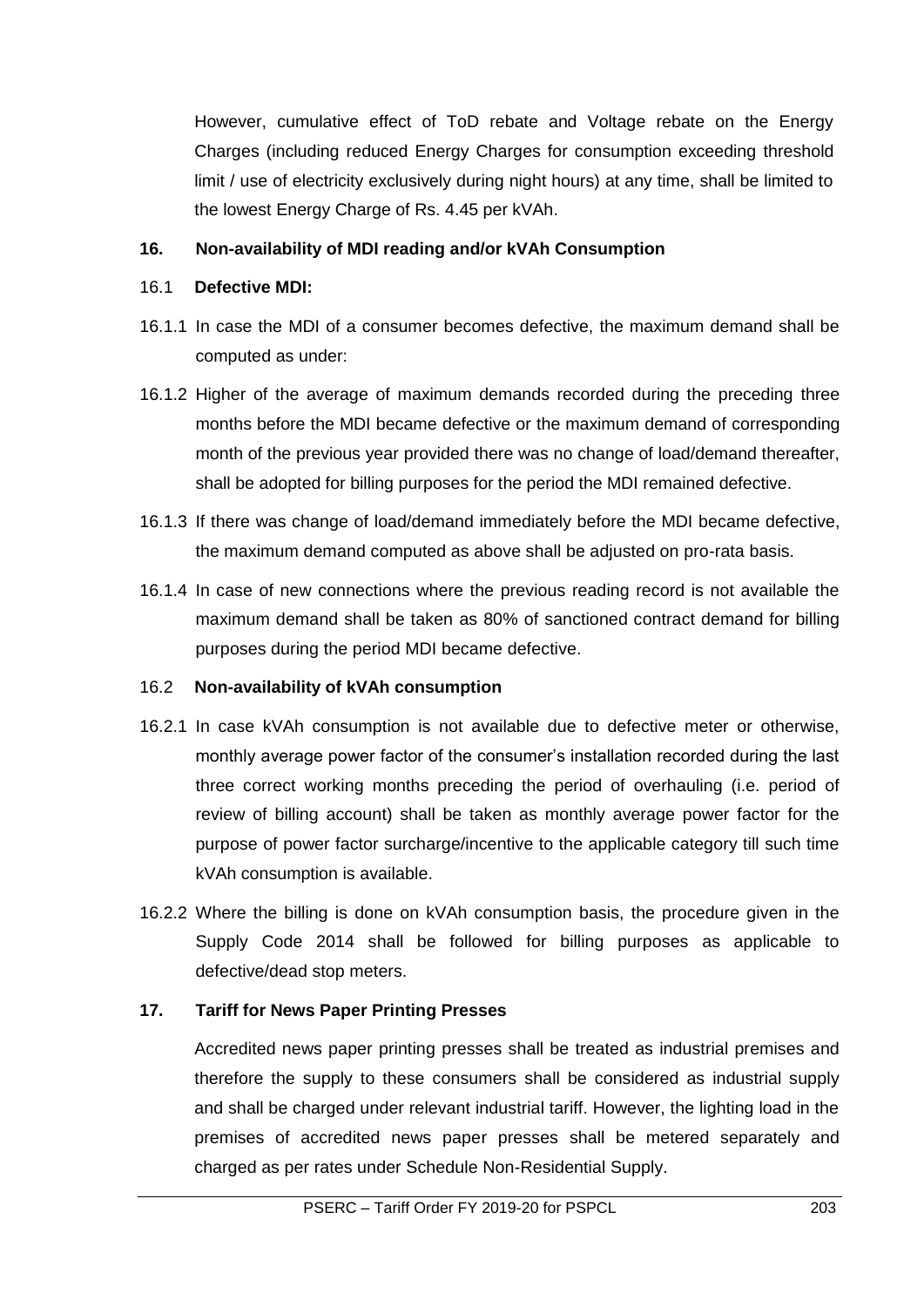However, cumulative effect of ToD rebate and Voltage rebate on the Energy Charges (including reduced Energy Charges for consumption exceeding threshold limit / use of electricity exclusively during night hours) at any time, shall be limited to the lowest Energy Charge of Rs. 4.45 per kVAh.

**16. Non-availability of MDI reading and/or kVAh Consumption**

16.1 **Defective MDI:**

16.1.1 In case the MDI of a consumer becomes defective, the maximum demand shall be computed as under:

16.1.2 Higher of the average of maximum demands recorded during the preceding three months before the MDI became defective or the maximum demand of corresponding month of the previous year provided there was no change of load/demand thereafter, shall be adopted for billing purposes for the period the MDI remained defective.

16.1.3 If there was change of load/demand immediately before the MDI became defective, the maximum demand computed as above shall be adjusted on pro-rata basis.

16.1.4 In case of new connections where the previous reading record is not available the maximum demand shall be taken as 80% of sanctioned contract demand for billing purposes during the period MDI became defective.

16.2 **Non-availability of kVAh consumption**

16.2.1 In case kVAh consumption is not available due to defective meter or otherwise, monthly average power factor of the consumer's installation recorded during the last three correct working months preceding the period of overhauling (i.e. period of review of billing account) shall be taken as monthly average power factor for the purpose of power factor surcharge/incentive to the applicable category till such time kVAh consumption is available.

16.2.2 Where the billing is done on kVAh consumption basis, the procedure given in the Supply Code 2014 shall be followed for billing purposes as applicable to defective/dead stop meters.

**17. Tariff for News Paper Printing Presses**

Accredited news paper printing presses shall be treated as industrial premises and therefore the supply to these consumers shall be considered as industrial supply and shall be charged under relevant industrial tariff. However, the lighting load in the premises of accredited news paper presses shall be metered separately and charged as per rates under Schedule Non-Residential Supply.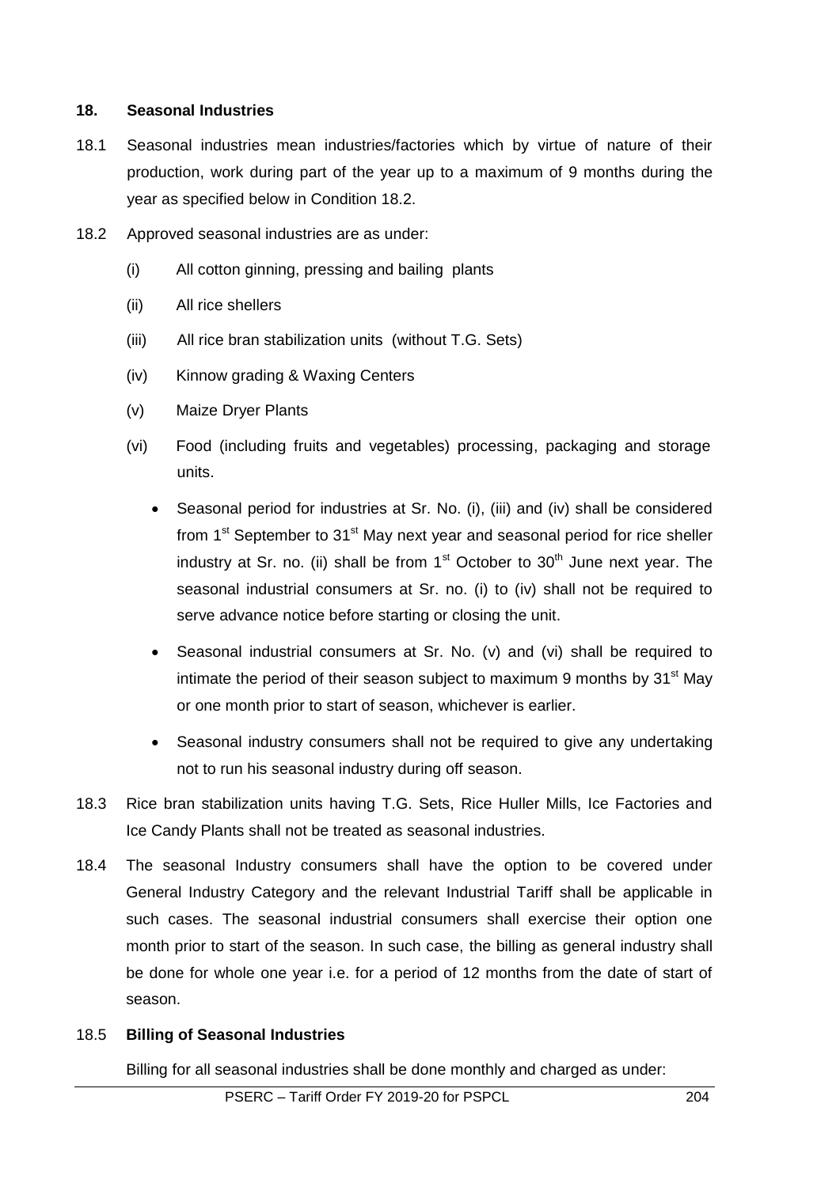### 18. Seasonal Industries

18.1 Seasonal industries mean industries/factories which by virtue of nature of their production, work during part of the year up to a maximum of 9 months during the year as specified below in Condition 18.2.

18.2 Approved seasonal industries are as under:

(i) All cotton ginning, pressing and bailing plants

(ii) All rice shellers

(iii) All rice bran stabilization units (without T.G. Sets)

(iv) Kinnow grading & Waxing Centers

(v) Maize Dryer Plants

(vi) Food (including fruits and vegetables) processing, packaging and storage units.

- Seasonal period for industries at Sr. No. (i), (iii) and (iv) shall be considered from 1st September to 31st May next year and seasonal period for rice sheller industry at Sr. no. (ii) shall be from 1st October to 30th June next year. The seasonal industrial consumers at Sr. no. (i) to (iv) shall not be required to serve advance notice before starting or closing the unit.
- Seasonal industrial consumers at Sr. No. (v) and (vi) shall be required to intimate the period of their season subject to maximum 9 months by 31st May or one month prior to start of season, whichever is earlier.
- Seasonal industry consumers shall not be required to give any undertaking not to run his seasonal industry during off season.

18.3 Rice bran stabilization units having T.G. Sets, Rice Huller Mills, Ice Factories and Ice Candy Plants shall not be treated as seasonal industries.

18.4 The seasonal Industry consumers shall have the option to be covered under General Industry Category and the relevant Industrial Tariff shall be applicable in such cases. The seasonal industrial consumers shall exercise their option one month prior to start of the season. In such case, the billing as general industry shall be done for whole one year i.e. for a period of 12 months from the date of start of season.

18.5 **Billing of Seasonal Industries**

Billing for all seasonal industries shall be done monthly and charged as under: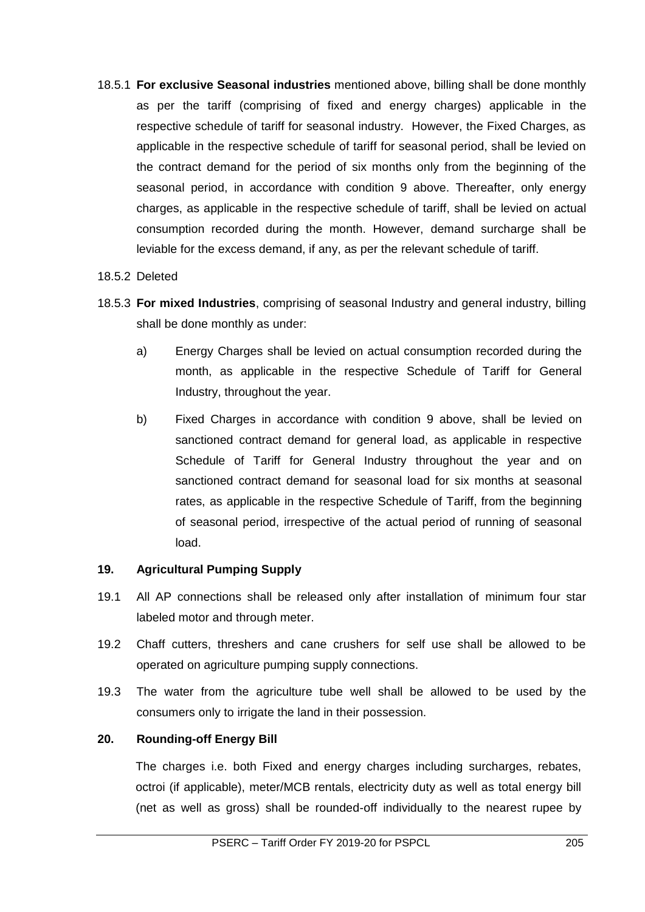18.5.1 **For exclusive Seasonal industries** mentioned above, billing shall be done monthly as per the tariff (comprising of fixed and energy charges) applicable in the respective schedule of tariff for seasonal industry. However, the Fixed Charges, as applicable in the respective schedule of tariff for seasonal period, shall be levied on the contract demand for the period of six months only from the beginning of the seasonal period, in accordance with condition 9 above. Thereafter, only energy charges, as applicable in the respective schedule of tariff, shall be levied on actual consumption recorded during the month. However, demand surcharge shall be leviable for the excess demand, if any, as per the relevant schedule of tariff.

18.5.2 Deleted

18.5.3 **For mixed Industries**, comprising of seasonal Industry and general industry, billing shall be done monthly as under:

a) Energy Charges shall be levied on actual consumption recorded during the month, as applicable in the respective Schedule of Tariff for General Industry, throughout the year.

b) Fixed Charges in accordance with condition 9 above, shall be levied on sanctioned contract demand for general load, as applicable in respective Schedule of Tariff for General Industry throughout the year and on sanctioned contract demand for seasonal load for six months at seasonal rates, as applicable in the respective Schedule of Tariff, from the beginning of seasonal period, irrespective of the actual period of running of seasonal load.

## 19. Agricultural Pumping Supply

19.1 All AP connections shall be released only after installation of minimum four star labeled motor and through meter.

19.2 Chaff cutters, threshers and cane crushers for self use shall be allowed to be operated on agriculture pumping supply connections.

19.3 The water from the agriculture tube well shall be allowed to be used by the consumers only to irrigate the land in their possession.

## 20. Rounding-off Energy Bill

The charges i.e. both Fixed and energy charges including surcharges, rebates, octroi (if applicable), meter/MCB rentals, electricity duty as well as total energy bill (net as well as gross) shall be rounded-off individually to the nearest rupee by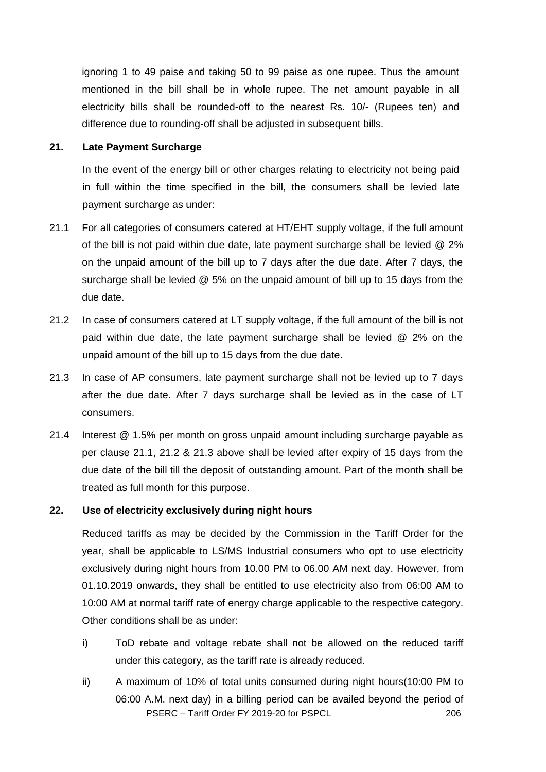ignoring 1 to 49 paise and taking 50 to 99 paise as one rupee. Thus the amount mentioned in the bill shall be in whole rupee. The net amount payable in all electricity bills shall be rounded-off to the nearest Rs. 10/- (Rupees ten) and difference due to rounding-off shall be adjusted in subsequent bills.

**21. Late Payment Surcharge**

In the event of the energy bill or other charges relating to electricity not being paid in full within the time specified in the bill, the consumers shall be levied late payment surcharge as under:

21.1 For all categories of consumers catered at HT/EHT supply voltage, if the full amount of the bill is not paid within due date, late payment surcharge shall be levied @ 2% on the unpaid amount of the bill up to 7 days after the due date. After 7 days, the surcharge shall be levied @ 5% on the unpaid amount of bill up to 15 days from the due date.

21.2 In case of consumers catered at LT supply voltage, if the full amount of the bill is not paid within due date, the late payment surcharge shall be levied @ 2% on the unpaid amount of the bill up to 15 days from the due date.

21.3 In case of AP consumers, late payment surcharge shall not be levied up to 7 days after the due date. After 7 days surcharge shall be levied as in the case of LT consumers.

21.4 Interest @ 1.5% per month on gross unpaid amount including surcharge payable as per clause 21.1, 21.2 & 21.3 above shall be levied after expiry of 15 days from the due date of the bill till the deposit of outstanding amount. Part of the month shall be treated as full month for this purpose.

**22. Use of electricity exclusively during night hours**

Reduced tariffs as may be decided by the Commission in the Tariff Order for the year, shall be applicable to LS/MS Industrial consumers who opt to use electricity exclusively during night hours from 10.00 PM to 06.00 AM next day. However, from 01.10.2019 onwards, they shall be entitled to use electricity also from 06:00 AM to 10:00 AM at normal tariff rate of energy charge applicable to the respective category. Other conditions shall be as under:

i) ToD rebate and voltage rebate shall not be allowed on the reduced tariff under this category, as the tariff rate is already reduced.

ii) A maximum of 10% of total units consumed during night hours(10:00 PM to 06:00 A.M. next day) in a billing period can be availed beyond the period of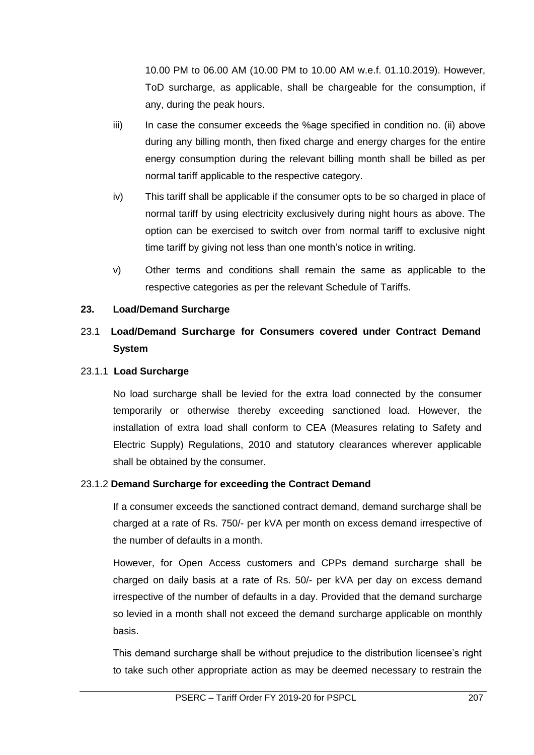10.00 PM to 06.00 AM (10.00 PM to 10.00 AM w.e.f. 01.10.2019). However, ToD surcharge, as applicable, shall be chargeable for the consumption, if any, during the peak hours.

iii) In case the consumer exceeds the %age specified in condition no. (ii) above during any billing month, then fixed charge and energy charges for the entire energy consumption during the relevant billing month shall be billed as per normal tariff applicable to the respective category.

iv) This tariff shall be applicable if the consumer opts to be so charged in place of normal tariff by using electricity exclusively during night hours as above. The option can be exercised to switch over from normal tariff to exclusive night time tariff by giving not less than one month's notice in writing.

v) Other terms and conditions shall remain the same as applicable to the respective categories as per the relevant Schedule of Tariffs.

## 23. Load/Demand Surcharge

### 23.1 Load/Demand Surcharge for Consumers covered under Contract Demand System

#### 23.1.1 Load Surcharge

No load surcharge shall be levied for the extra load connected by the consumer temporarily or otherwise thereby exceeding sanctioned load. However, the installation of extra load shall conform to CEA (Measures relating to Safety and Electric Supply) Regulations, 2010 and statutory clearances wherever applicable shall be obtained by the consumer.

#### 23.1.2 Demand Surcharge for exceeding the Contract Demand

If a consumer exceeds the sanctioned contract demand, demand surcharge shall be charged at a rate of Rs. 750/- per kVA per month on excess demand irrespective of the number of defaults in a month.

However, for Open Access customers and CPPs demand surcharge shall be charged on daily basis at a rate of Rs. 50/- per kVA per day on excess demand irrespective of the number of defaults in a day. Provided that the demand surcharge so levied in a month shall not exceed the demand surcharge applicable on monthly basis.

This demand surcharge shall be without prejudice to the distribution licensee's right to take such other appropriate action as may be deemed necessary to restrain the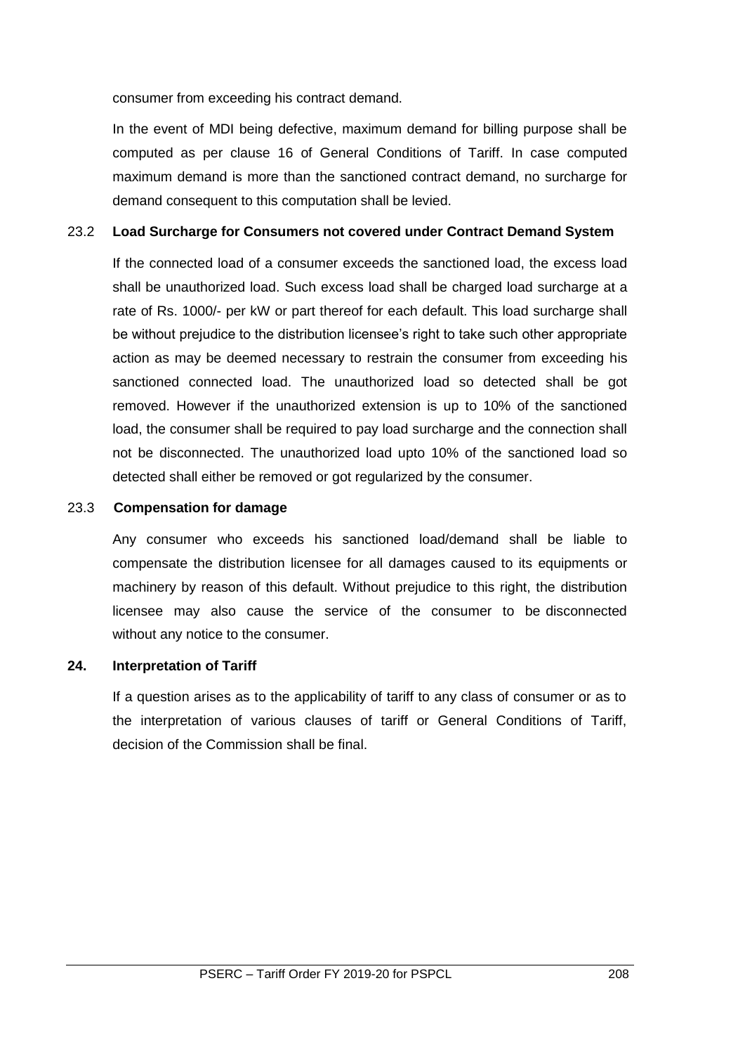consumer from exceeding his contract demand.

In the event of MDI being defective, maximum demand for billing purpose shall be computed as per clause 16 of General Conditions of Tariff. In case computed maximum demand is more than the sanctioned contract demand, no surcharge for demand consequent to this computation shall be levied.

### 23.2 Load Surcharge for Consumers not covered under Contract Demand System

If the connected load of a consumer exceeds the sanctioned load, the excess load shall be unauthorized load. Such excess load shall be charged load surcharge at a rate of Rs. 1000/- per kW or part thereof for each default. This load surcharge shall be without prejudice to the distribution licensee's right to take such other appropriate action as may be deemed necessary to restrain the consumer from exceeding his sanctioned connected load. The unauthorized load so detected shall be got removed. However if the unauthorized extension is up to 10% of the sanctioned load, the consumer shall be required to pay load surcharge and the connection shall not be disconnected. The unauthorized load upto 10% of the sanctioned load so detected shall either be removed or got regularized by the consumer.

### 23.3 Compensation for damage

Any consumer who exceeds his sanctioned load/demand shall be liable to compensate the distribution licensee for all damages caused to its equipments or machinery by reason of this default. Without prejudice to this right, the distribution licensee may also cause the service of the consumer to be disconnected without any notice to the consumer.

## 24. Interpretation of Tariff

If a question arises as to the applicability of tariff to any class of consumer or as to the interpretation of various clauses of tariff or General Conditions of Tariff, decision of the Commission shall be final.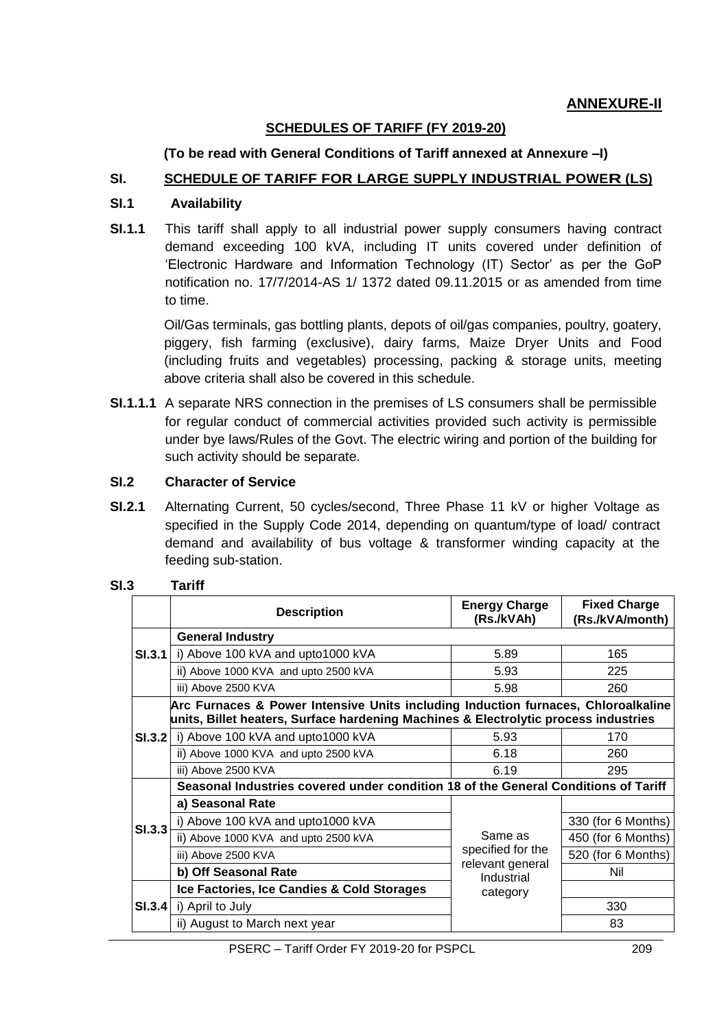**ANNEXURE-II**

## SCHEDULES OF TARIFF (FY 2019-20)

**(To be read with General Conditions of Tariff annexed at Annexure –I)**

## SI. SCHEDULE OF TARIFF FOR LARGE SUPPLY INDUSTRIAL POWER (LS)

### SI.1 Availability

**SI.1.1** This tariff shall apply to all industrial power supply consumers having contract demand exceeding 100 kVA, including IT units covered under definition of 'Electronic Hardware and Information Technology (IT) Sector' as per the GoP notification no. 17/7/2014-AS 1/ 1372 dated 09.11.2015 or as amended from time to time.

Oil/Gas terminals, gas bottling plants, depots of oil/gas companies, poultry, goatery, piggery, fish farming (exclusive), dairy farms, Maize Dryer Units and Food (including fruits and vegetables) processing, packing & storage units, meeting above criteria shall also be covered in this schedule.

**SI.1.1.1** A separate NRS connection in the premises of LS consumers shall be permissible for regular conduct of commercial activities provided such activity is permissible under bye laws/Rules of the Govt. The electric wiring and portion of the building for such activity should be separate.

### SI.2 Character of Service

**SI.2.1** Alternating Current, 50 cycles/second, Three Phase 11 kV or higher Voltage as specified in the Supply Code 2014, depending on quantum/type of load/ contract demand and availability of bus voltage & transformer winding capacity at the feeding sub-station.

### SI.3 Tariff

| | Description | Energy Charge (Rs./kVAh) | Fixed Charge (Rs./kVA/month) |
|---|---|---|---|
| SI.3.1 | **General Industry** | | |
| | i) Above 100 kVA and upto1000 kVA | 5.89 | 165 |
| | ii) Above 1000 KVA and upto 2500 kVA | 5.93 | 225 |
| | iii) Above 2500 KVA | 5.98 | 260 |
| SI.3.2 | **Arc Furnaces & Power Intensive Units including Induction furnaces, Chloroalkaline units, Billet heaters, Surface hardening Machines & Electrolytic process industries** | | |
| | i) Above 100 kVA and upto1000 kVA | 5.93 | 170 |
| | ii) Above 1000 KVA and upto 2500 kVA | 6.18 | 260 |
| | iii) Above 2500 KVA | 6.19 | 295 |
| SI.3.3 | **Seasonal Industries covered under condition 18 of the General Conditions of Tariff** | | |
| | **a) Seasonal Rate** | Same as specified for the relevant general Industrial category | |
| | i) Above 100 kVA and upto1000 kVA | | 330 (for 6 Months) |
| | ii) Above 1000 KVA and upto 2500 kVA | | 450 (for 6 Months) |
| | iii) Above 2500 KVA | | 520 (for 6 Months) |
| | **b) Off Seasonal Rate** | | Nil |
| SI.3.4 | **Ice Factories, Ice Candies & Cold Storages** | | |
| | i) April to July | | 330 |
| | ii) August to March next year | | 83 |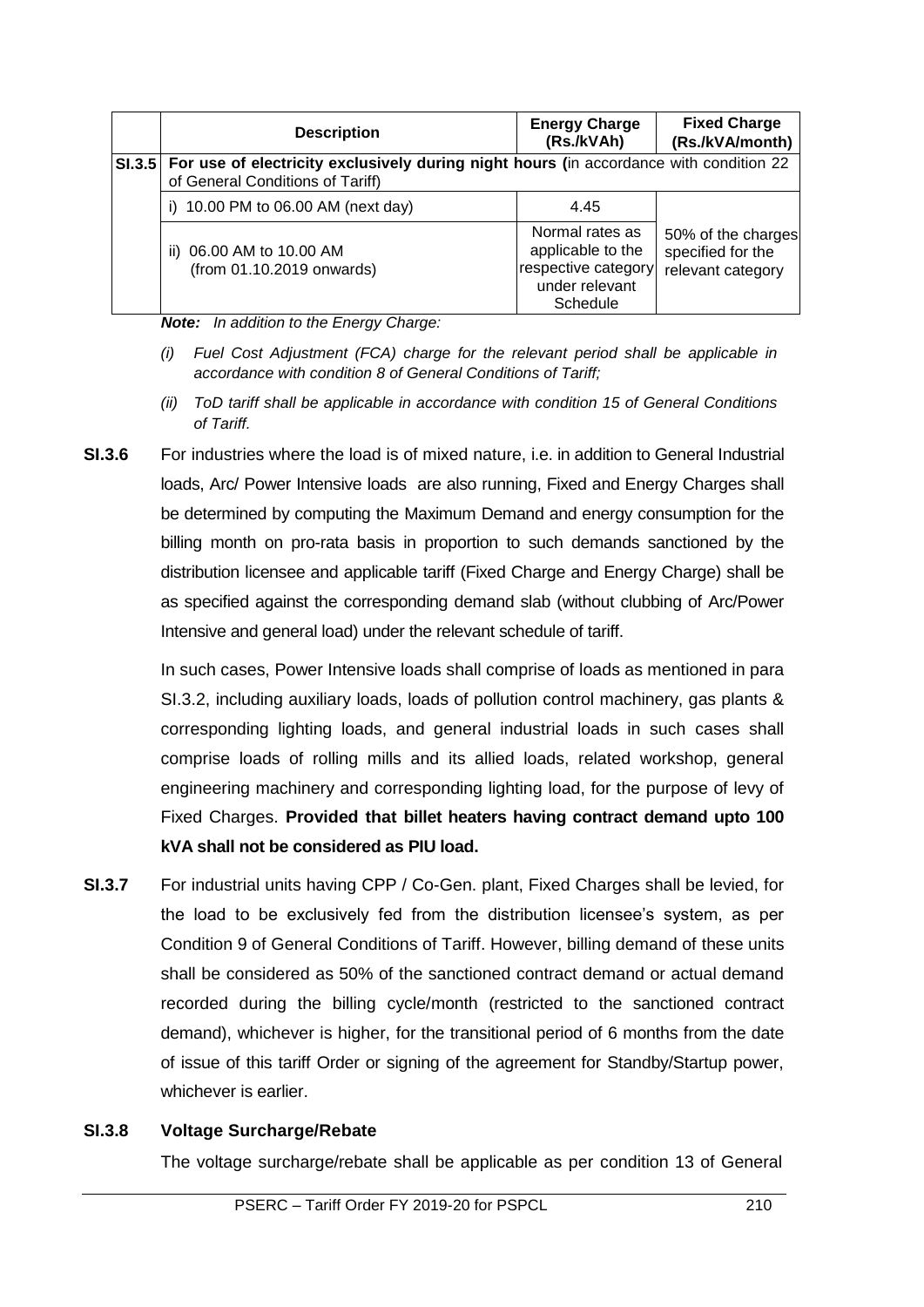| | Description | Energy Charge (Rs./kVAh) | Fixed Charge (Rs./kVA/month) |
|---|---|---|---|
| **SI.3.5** | **For use of electricity exclusively during night hours (**in accordance with condition 22 of General Conditions of Tariff) | | |
| | i) 10.00 PM to 06.00 AM (next day) | 4.45 | 50% of the charges specified for the relevant category |
| | ii) 06.00 AM to 10.00 AM (from 01.10.2019 onwards) | Normal rates as applicable to the respective category under relevant Schedule | |

***Note:*** *In addition to the Energy Charge:*

*(i) Fuel Cost Adjustment (FCA) charge for the relevant period shall be applicable in accordance with condition 8 of General Conditions of Tariff;*

*(ii) ToD tariff shall be applicable in accordance with condition 15 of General Conditions of Tariff.*

**SI.3.6** For industries where the load is of mixed nature, i.e. in addition to General Industrial loads, Arc/ Power Intensive loads are also running, Fixed and Energy Charges shall be determined by computing the Maximum Demand and energy consumption for the billing month on pro-rata basis in proportion to such demands sanctioned by the distribution licensee and applicable tariff (Fixed Charge and Energy Charge) shall be as specified against the corresponding demand slab (without clubbing of Arc/Power Intensive and general load) under the relevant schedule of tariff.

In such cases, Power Intensive loads shall comprise of loads as mentioned in para SI.3.2, including auxiliary loads, loads of pollution control machinery, gas plants & corresponding lighting loads, and general industrial loads in such cases shall comprise loads of rolling mills and its allied loads, related workshop, general engineering machinery and corresponding lighting load, for the purpose of levy of Fixed Charges. **Provided that billet heaters having contract demand upto 100 kVA shall not be considered as PIU load.**

**SI.3.7** For industrial units having CPP / Co-Gen. plant, Fixed Charges shall be levied, for the load to be exclusively fed from the distribution licensee's system, as per Condition 9 of General Conditions of Tariff. However, billing demand of these units shall be considered as 50% of the sanctioned contract demand or actual demand recorded during the billing cycle/month (restricted to the sanctioned contract demand), whichever is higher, for the transitional period of 6 months from the date of issue of this tariff Order or signing of the agreement for Standby/Startup power, whichever is earlier.

**SI.3.8 Voltage Surcharge/Rebate**

The voltage surcharge/rebate shall be applicable as per condition 13 of General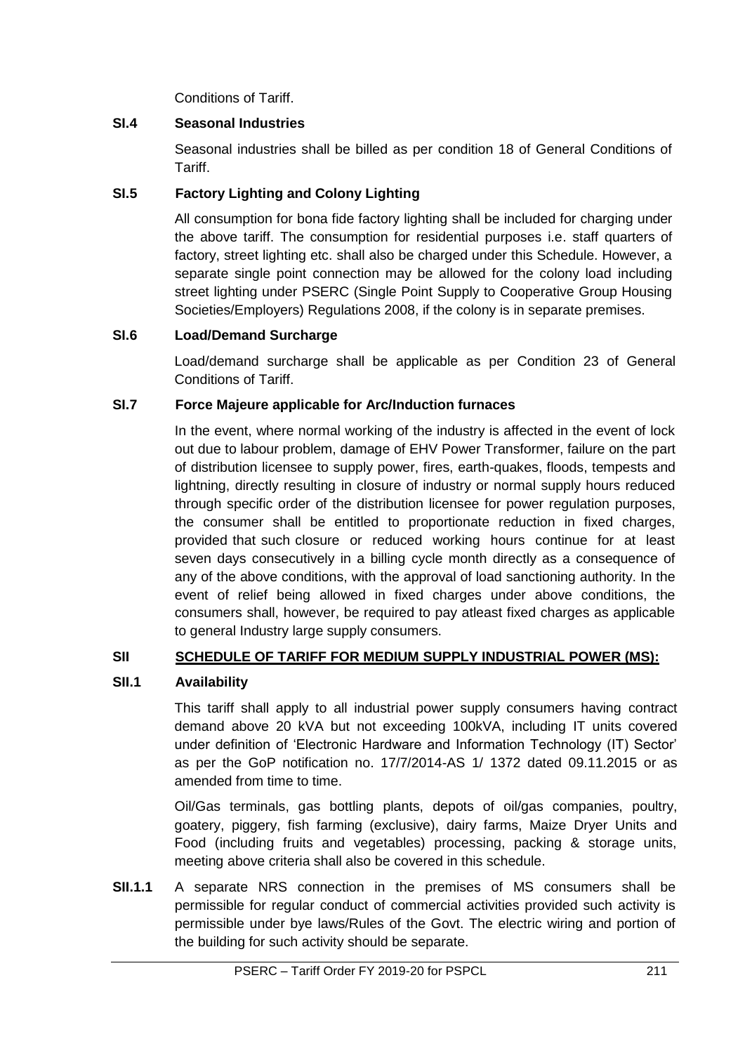Conditions of Tariff.

**SI.4 Seasonal Industries**

Seasonal industries shall be billed as per condition 18 of General Conditions of Tariff.

**SI.5 Factory Lighting and Colony Lighting**

All consumption for bona fide factory lighting shall be included for charging under the above tariff. The consumption for residential purposes i.e. staff quarters of factory, street lighting etc. shall also be charged under this Schedule. However, a separate single point connection may be allowed for the colony load including street lighting under PSERC (Single Point Supply to Cooperative Group Housing Societies/Employers) Regulations 2008, if the colony is in separate premises.

**SI.6 Load/Demand Surcharge**

Load/demand surcharge shall be applicable as per Condition 23 of General Conditions of Tariff.

**SI.7 Force Majeure applicable for Arc/Induction furnaces**

In the event, where normal working of the industry is affected in the event of lock out due to labour problem, damage of EHV Power Transformer, failure on the part of distribution licensee to supply power, fires, earth-quakes, floods, tempests and lightning, directly resulting in closure of industry or normal supply hours reduced through specific order of the distribution licensee for power regulation purposes, the consumer shall be entitled to proportionate reduction in fixed charges, provided that such closure or reduced working hours continue for at least seven days consecutively in a billing cycle month directly as a consequence of any of the above conditions, with the approval of load sanctioning authority. In the event of relief being allowed in fixed charges under above conditions, the consumers shall, however, be required to pay atleast fixed charges as applicable to general Industry large supply consumers.

**SII <u>SCHEDULE OF TARIFF FOR MEDIUM SUPPLY INDUSTRIAL POWER (MS):</u>**

**SII.1 Availability**

This tariff shall apply to all industrial power supply consumers having contract demand above 20 kVA but not exceeding 100kVA, including IT units covered under definition of 'Electronic Hardware and Information Technology (IT) Sector' as per the GoP notification no. 17/7/2014-AS 1/ 1372 dated 09.11.2015 or as amended from time to time.

Oil/Gas terminals, gas bottling plants, depots of oil/gas companies, poultry, goatery, piggery, fish farming (exclusive), dairy farms, Maize Dryer Units and Food (including fruits and vegetables) processing, packing & storage units, meeting above criteria shall also be covered in this schedule.

**SII.1.1** A separate NRS connection in the premises of MS consumers shall be permissible for regular conduct of commercial activities provided such activity is permissible under bye laws/Rules of the Govt. The electric wiring and portion of the building for such activity should be separate.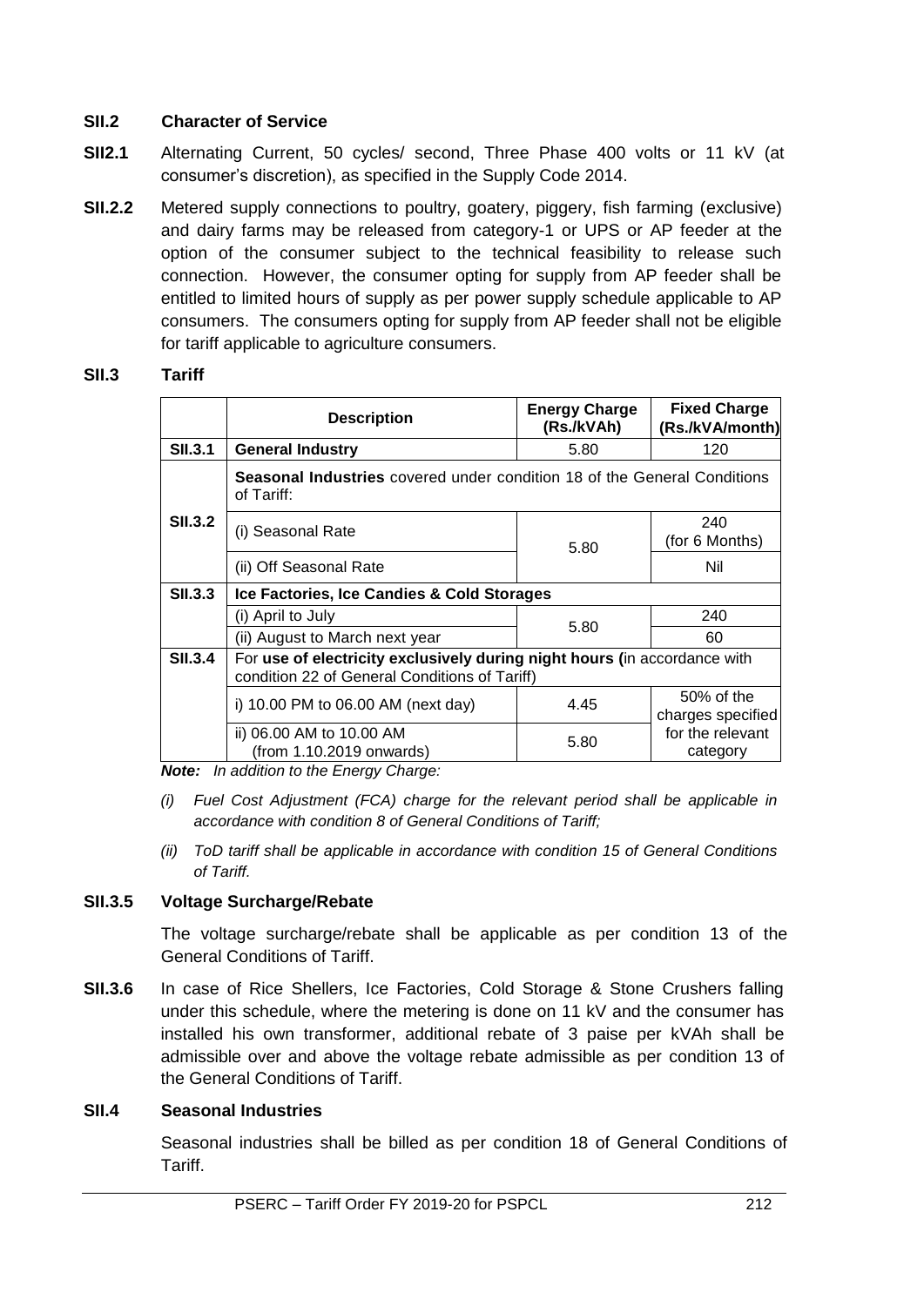**SII.2 Character of Service**

**SII2.1** Alternating Current, 50 cycles/ second, Three Phase 400 volts or 11 kV (at consumer's discretion), as specified in the Supply Code 2014.

**SII.2.2** Metered supply connections to poultry, goatery, piggery, fish farming (exclusive) and dairy farms may be released from category-1 or UPS or AP feeder at the option of the consumer subject to the technical feasibility to release such connection. However, the consumer opting for supply from AP feeder shall be entitled to limited hours of supply as per power supply schedule applicable to AP consumers. The consumers opting for supply from AP feeder shall not be eligible for tariff applicable to agriculture consumers.

**SII.3 Tariff**

| | Description | Energy Charge (Rs./kVAh) | Fixed Charge (Rs./kVA/month) |
|---|---|---|---|
| **SII.3.1** | **General Industry** | 5.80 | 120 |
| **SII.3.2** | **Seasonal Industries** covered under condition 18 of the General Conditions of Tariff: | | |
| | (i) Seasonal Rate | 5.80 | 240 (for 6 Months) |
| | (ii) Off Seasonal Rate | | Nil |
| **SII.3.3** | **Ice Factories, Ice Candies & Cold Storages** | | |
| | (i) April to July | 5.80 | 240 |
| | (ii) August to March next year | | 60 |
| **SII.3.4** | For **use of electricity exclusively during night hours (**in accordance with condition 22 of General Conditions of Tariff) | | |
| | i) 10.00 PM to 06.00 AM (next day) | 4.45 | 50% of the charges specified for the relevant category |
| | ii) 06.00 AM to 10.00 AM (from 1.10.2019 onwards) | 5.80 | |

***Note:*** *In addition to the Energy Charge:*

*(i) Fuel Cost Adjustment (FCA) charge for the relevant period shall be applicable in accordance with condition 8 of General Conditions of Tariff;*

*(ii) ToD tariff shall be applicable in accordance with condition 15 of General Conditions of Tariff.*

**SII.3.5 Voltage Surcharge/Rebate**

The voltage surcharge/rebate shall be applicable as per condition 13 of the General Conditions of Tariff.

**SII.3.6** In case of Rice Shellers, Ice Factories, Cold Storage & Stone Crushers falling under this schedule, where the metering is done on 11 kV and the consumer has installed his own transformer, additional rebate of 3 paise per kVAh shall be admissible over and above the voltage rebate admissible as per condition 13 of the General Conditions of Tariff.

**SII.4 Seasonal Industries**

Seasonal industries shall be billed as per condition 18 of General Conditions of Tariff.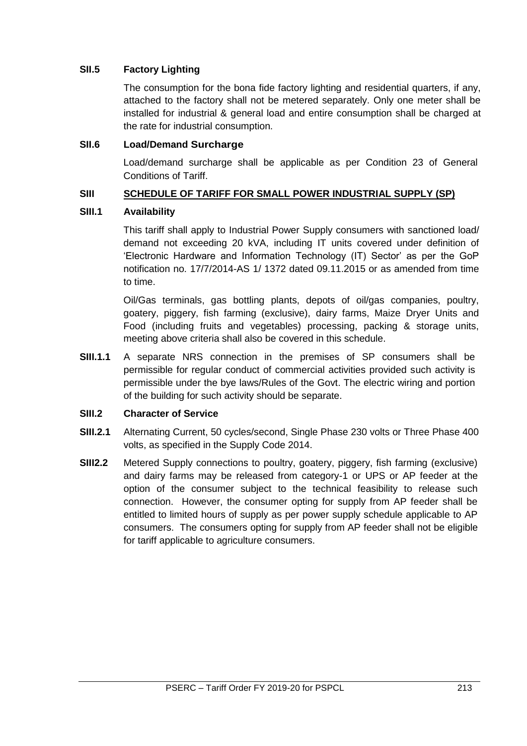**SII.5 Factory Lighting**

The consumption for the bona fide factory lighting and residential quarters, if any, attached to the factory shall not be metered separately. Only one meter shall be installed for industrial & general load and entire consumption shall be charged at the rate for industrial consumption.

**SII.6 Load/Demand Surcharge**

Load/demand surcharge shall be applicable as per Condition 23 of General Conditions of Tariff.

## SIII SCHEDULE OF TARIFF FOR SMALL POWER INDUSTRIAL SUPPLY (SP)

**SIII.1 Availability**

This tariff shall apply to Industrial Power Supply consumers with sanctioned load/ demand not exceeding 20 kVA, including IT units covered under definition of 'Electronic Hardware and Information Technology (IT) Sector' as per the GoP notification no. 17/7/2014-AS 1/ 1372 dated 09.11.2015 or as amended from time to time.

Oil/Gas terminals, gas bottling plants, depots of oil/gas companies, poultry, goatery, piggery, fish farming (exclusive), dairy farms, Maize Dryer Units and Food (including fruits and vegetables) processing, packing & storage units, meeting above criteria shall also be covered in this schedule.

**SIII.1.1** A separate NRS connection in the premises of SP consumers shall be permissible for regular conduct of commercial activities provided such activity is permissible under the bye laws/Rules of the Govt. The electric wiring and portion of the building for such activity should be separate.

**SIII.2 Character of Service**

**SIII.2.1** Alternating Current, 50 cycles/second, Single Phase 230 volts or Three Phase 400 volts, as specified in the Supply Code 2014.

**SIII2.2** Metered Supply connections to poultry, goatery, piggery, fish farming (exclusive) and dairy farms may be released from category-1 or UPS or AP feeder at the option of the consumer subject to the technical feasibility to release such connection. However, the consumer opting for supply from AP feeder shall be entitled to limited hours of supply as per power supply schedule applicable to AP consumers. The consumers opting for supply from AP feeder shall not be eligible for tariff applicable to agriculture consumers.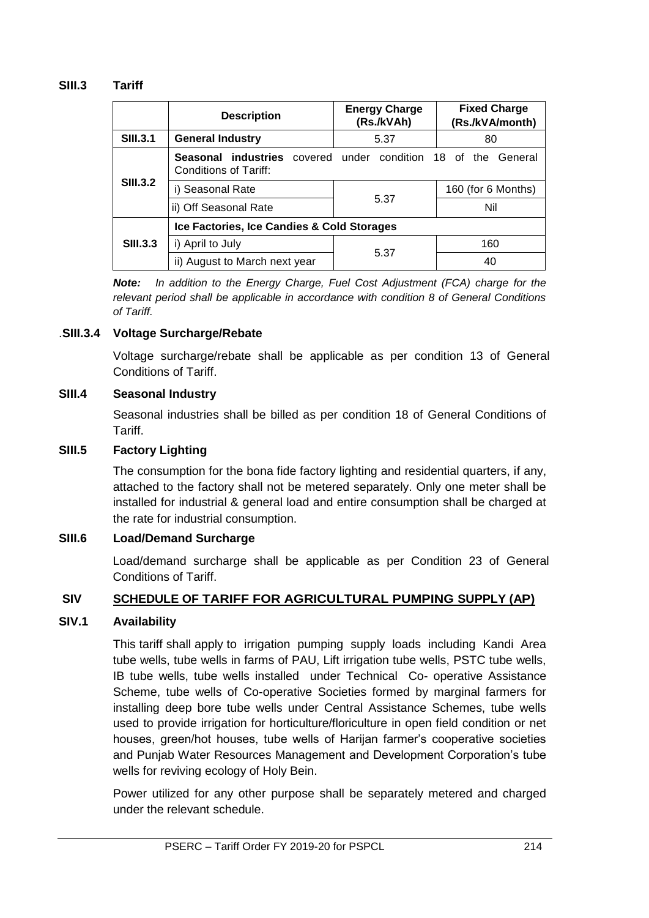**SIII.3 Tariff**

| | Description | Energy Charge (Rs./kVAh) | Fixed Charge (Rs./kVA/month) |
|---|---|---|---|
| **SIII.3.1** | **General Industry** | 5.37 | 80 |
| **SIII.3.2** | **Seasonal industries** covered under condition 18 of the General Conditions of Tariff: | | |
| | i) Seasonal Rate | 5.37 | 160 (for 6 Months) |
| | ii) Off Seasonal Rate | | Nil |
| **SIII.3.3** | **Ice Factories, Ice Candies & Cold Storages** | | |
| | i) April to July | 5.37 | 160 |
| | ii) August to March next year | | 40 |

***Note:*** *In addition to the Energy Charge, Fuel Cost Adjustment (FCA) charge for the relevant period shall be applicable in accordance with condition 8 of General Conditions of Tariff.*

**.SIII.3.4 Voltage Surcharge/Rebate**

Voltage surcharge/rebate shall be applicable as per condition 13 of General Conditions of Tariff.

**SIII.4 Seasonal Industry**

Seasonal industries shall be billed as per condition 18 of General Conditions of Tariff.

**SIII.5 Factory Lighting**

The consumption for the bona fide factory lighting and residential quarters, if any, attached to the factory shall not be metered separately. Only one meter shall be installed for industrial & general load and entire consumption shall be charged at the rate for industrial consumption.

**SIII.6 Load/Demand Surcharge**

Load/demand surcharge shall be applicable as per Condition 23 of General Conditions of Tariff.

## SIV SCHEDULE OF TARIFF FOR AGRICULTURAL PUMPING SUPPLY (AP)

**SIV.1 Availability**

This tariff shall apply to irrigation pumping supply loads including Kandi Area tube wells, tube wells in farms of PAU, Lift irrigation tube wells, PSTC tube wells, IB tube wells, tube wells installed under Technical Co- operative Assistance Scheme, tube wells of Co-operative Societies formed by marginal farmers for installing deep bore tube wells under Central Assistance Schemes, tube wells used to provide irrigation for horticulture/floriculture in open field condition or net houses, green/hot houses, tube wells of Harijan farmer's cooperative societies and Punjab Water Resources Management and Development Corporation's tube wells for reviving ecology of Holy Bein.

Power utilized for any other purpose shall be separately metered and charged under the relevant schedule.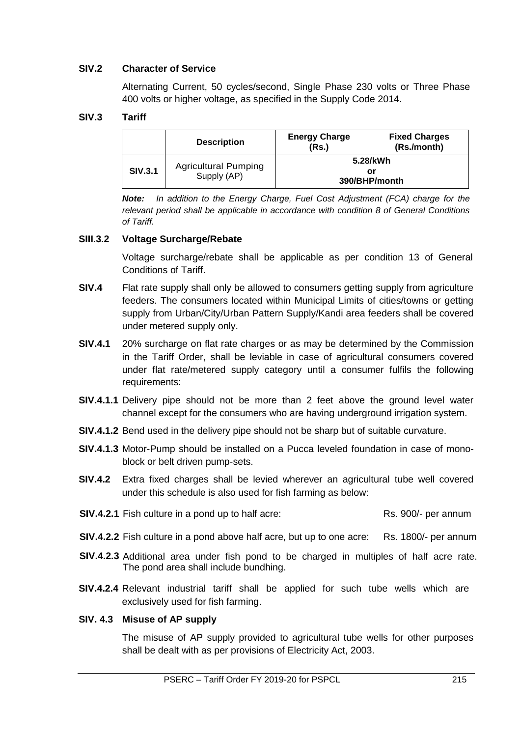**SIV.2 Character of Service**

Alternating Current, 50 cycles/second, Single Phase 230 volts or Three Phase 400 volts or higher voltage, as specified in the Supply Code 2014.

**SIV.3 Tariff**

| | Description | Energy Charge (Rs.) | Fixed Charges (Rs./month) |
|---|---|---|---|
| **SIV.3.1** | Agricultural Pumping Supply (AP) | **5.28/kWh or 390/BHP/month** | |

***Note:*** *In addition to the Energy Charge, Fuel Cost Adjustment (FCA) charge for the relevant period shall be applicable in accordance with condition 8 of General Conditions of Tariff.*

**SIII.3.2 Voltage Surcharge/Rebate**

Voltage surcharge/rebate shall be applicable as per condition 13 of General Conditions of Tariff.

**SIV.4** Flat rate supply shall only be allowed to consumers getting supply from agriculture feeders. The consumers located within Municipal Limits of cities/towns or getting supply from Urban/City/Urban Pattern Supply/Kandi area feeders shall be covered under metered supply only.

**SIV.4.1** 20% surcharge on flat rate charges or as may be determined by the Commission in the Tariff Order, shall be leviable in case of agricultural consumers covered under flat rate/metered supply category until a consumer fulfils the following requirements:

**SIV.4.1.1** Delivery pipe should not be more than 2 feet above the ground level water channel except for the consumers who are having underground irrigation system.

**SIV.4.1.2** Bend used in the delivery pipe should not be sharp but of suitable curvature.

**SIV.4.1.3** Motor-Pump should be installed on a Pucca leveled foundation in case of mono-block or belt driven pump-sets.

**SIV.4.2** Extra fixed charges shall be levied wherever an agricultural tube well covered under this schedule is also used for fish farming as below:

**SIV.4.2.1** Fish culture in a pond up to half acre: Rs. 900/- per annum

**SIV.4.2.2** Fish culture in a pond above half acre, but up to one acre: Rs. 1800/- per annum

**SIV.4.2.3** Additional area under fish pond to be charged in multiples of half acre rate. The pond area shall include bundhing.

**SIV.4.2.4** Relevant industrial tariff shall be applied for such tube wells which are exclusively used for fish farming.

**SIV. 4.3 Misuse of AP supply**

The misuse of AP supply provided to agricultural tube wells for other purposes shall be dealt with as per provisions of Electricity Act, 2003.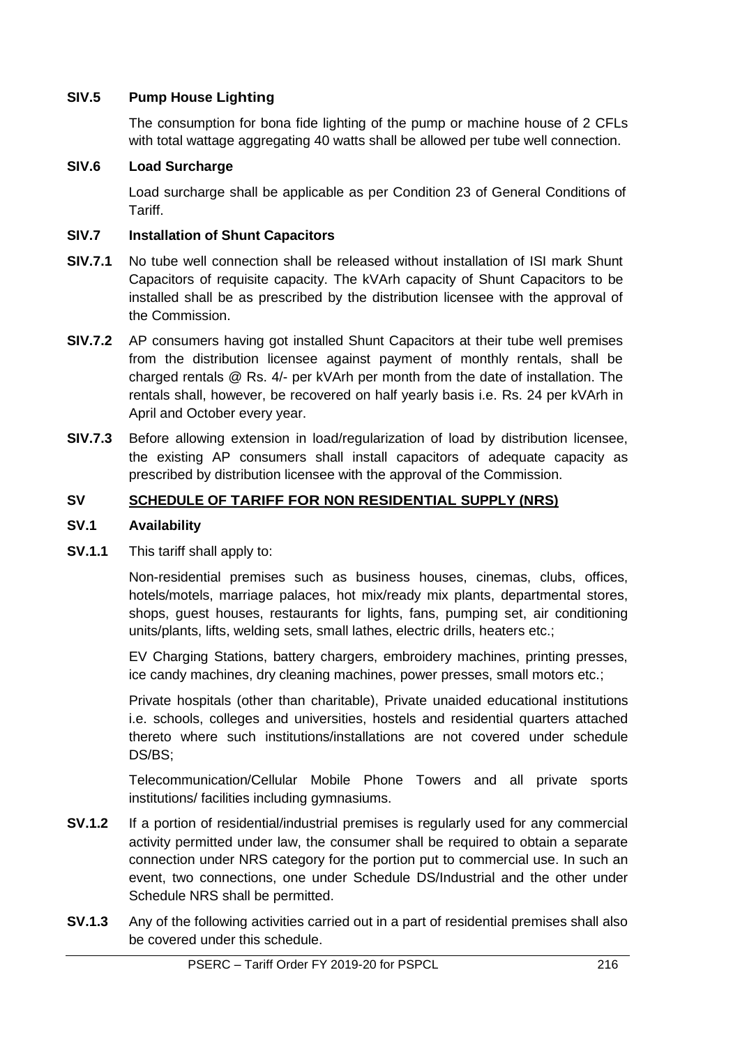**SIV.5 Pump House Lighting**

The consumption for bona fide lighting of the pump or machine house of 2 CFLs with total wattage aggregating 40 watts shall be allowed per tube well connection.

**SIV.6 Load Surcharge**

Load surcharge shall be applicable as per Condition 23 of General Conditions of Tariff.

**SIV.7 Installation of Shunt Capacitors**

**SIV.7.1** No tube well connection shall be released without installation of ISI mark Shunt Capacitors of requisite capacity. The kVArh capacity of Shunt Capacitors to be installed shall be as prescribed by the distribution licensee with the approval of the Commission.

**SIV.7.2** AP consumers having got installed Shunt Capacitors at their tube well premises from the distribution licensee against payment of monthly rentals, shall be charged rentals @ Rs. 4/- per kVArh per month from the date of installation. The rentals shall, however, be recovered on half yearly basis i.e. Rs. 24 per kVArh in April and October every year.

**SIV.7.3** Before allowing extension in load/regularization of load by distribution licensee, the existing AP consumers shall install capacitors of adequate capacity as prescribed by distribution licensee with the approval of the Commission.

## SV SCHEDULE OF TARIFF FOR NON RESIDENTIAL SUPPLY (NRS)

**SV.1 Availability**

**SV.1.1** This tariff shall apply to:

Non-residential premises such as business houses, cinemas, clubs, offices, hotels/motels, marriage palaces, hot mix/ready mix plants, departmental stores, shops, guest houses, restaurants for lights, fans, pumping set, air conditioning units/plants, lifts, welding sets, small lathes, electric drills, heaters etc.;

EV Charging Stations, battery chargers, embroidery machines, printing presses, ice candy machines, dry cleaning machines, power presses, small motors etc.;

Private hospitals (other than charitable), Private unaided educational institutions i.e. schools, colleges and universities, hostels and residential quarters attached thereto where such institutions/installations are not covered under schedule DS/BS;

Telecommunication/Cellular Mobile Phone Towers and all private sports institutions/ facilities including gymnasiums.

**SV.1.2** If a portion of residential/industrial premises is regularly used for any commercial activity permitted under law, the consumer shall be required to obtain a separate connection under NRS category for the portion put to commercial use. In such an event, two connections, one under Schedule DS/Industrial and the other under Schedule NRS shall be permitted.

**SV.1.3** Any of the following activities carried out in a part of residential premises shall also be covered under this schedule.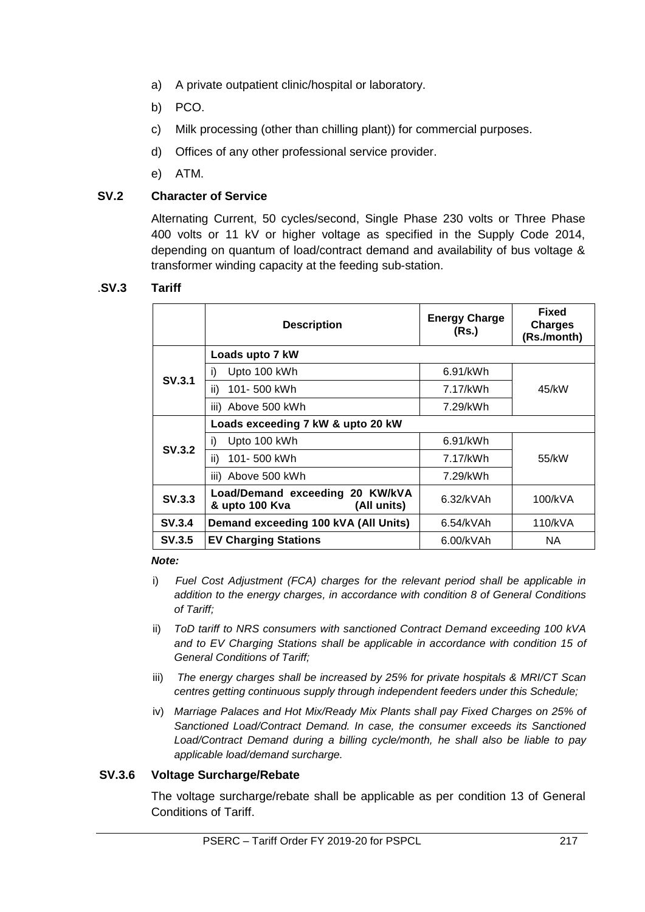a) A private outpatient clinic/hospital or laboratory.

b) PCO.

c) Milk processing (other than chilling plant)) for commercial purposes.

d) Offices of any other professional service provider.

e) ATM.

**SV.2 Character of Service**

Alternating Current, 50 cycles/second, Single Phase 230 volts or Three Phase 400 volts or 11 kV or higher voltage as specified in the Supply Code 2014, depending on quantum of load/contract demand and availability of bus voltage & transformer winding capacity at the feeding sub-station.

**.SV.3 Tariff**

| | Description | Energy Charge (Rs.) | Fixed Charges (Rs./month) |
|---|---|---|---|
| SV.3.1 | **Loads upto 7 kW** | | |
| | i) Upto 100 kWh | 6.91/kWh | 45/kW |
| | ii) 101- 500 kWh | 7.17/kWh | |
| | iii) Above 500 kWh | 7.29/kWh | |
| SV.3.2 | **Loads exceeding 7 kW & upto 20 kW** | | |
| | i) Upto 100 kWh | 6.91/kWh | 55/kW |
| | ii) 101- 500 kWh | 7.17/kWh | |
| | iii) Above 500 kWh | 7.29/kWh | |
| **SV.3.3** | **Load/Demand exceeding 20 KW/kVA & upto 100 Kva (All units)** | 6.32/kVAh | 100/kVA |
| **SV.3.4** | **Demand exceeding 100 kVA (All Units)** | 6.54/kVAh | 110/kVA |
| **SV.3.5** | **EV Charging Stations** | 6.00/kVAh | NA |

***Note:***

i) *Fuel Cost Adjustment (FCA) charges for the relevant period shall be applicable in addition to the energy charges, in accordance with condition 8 of General Conditions of Tariff;*

ii) *ToD tariff to NRS consumers with sanctioned Contract Demand exceeding 100 kVA and to EV Charging Stations shall be applicable in accordance with condition 15 of General Conditions of Tariff;*

iii) *The energy charges shall be increased by 25% for private hospitals & MRI/CT Scan centres getting continuous supply through independent feeders under this Schedule;*

iv) *Marriage Palaces and Hot Mix/Ready Mix Plants shall pay Fixed Charges on 25% of Sanctioned Load/Contract Demand. In case, the consumer exceeds its Sanctioned Load/Contract Demand during a billing cycle/month, he shall also be liable to pay applicable load/demand surcharge.*

**SV.3.6 Voltage Surcharge/Rebate**

The voltage surcharge/rebate shall be applicable as per condition 13 of General Conditions of Tariff.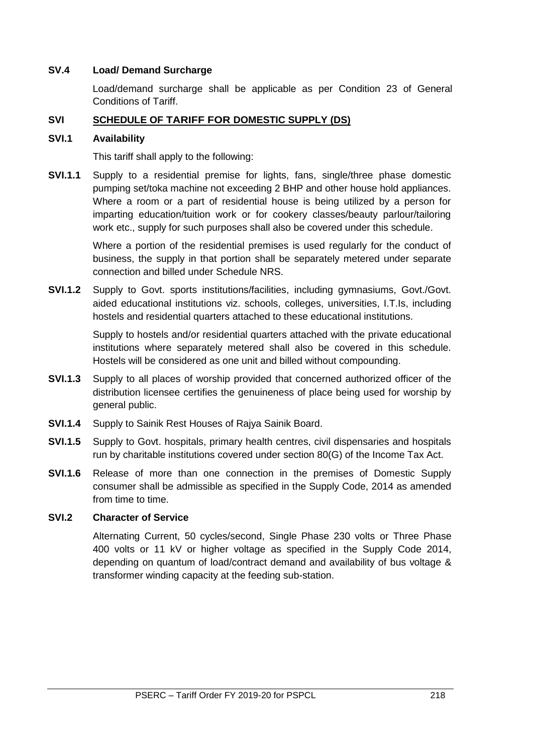**SV.4 Load/ Demand Surcharge**

Load/demand surcharge shall be applicable as per Condition 23 of General Conditions of Tariff.

## SVI SCHEDULE OF TARIFF FOR DOMESTIC SUPPLY (DS)

**SVI.1 Availability**

This tariff shall apply to the following:

**SVI.1.1** Supply to a residential premise for lights, fans, single/three phase domestic pumping set/toka machine not exceeding 2 BHP and other house hold appliances. Where a room or a part of residential house is being utilized by a person for imparting education/tuition work or for cookery classes/beauty parlour/tailoring work etc., supply for such purposes shall also be covered under this schedule.

Where a portion of the residential premises is used regularly for the conduct of business, the supply in that portion shall be separately metered under separate connection and billed under Schedule NRS.

**SVI.1.2** Supply to Govt. sports institutions/facilities, including gymnasiums, Govt./Govt. aided educational institutions viz. schools, colleges, universities, I.T.Is, including hostels and residential quarters attached to these educational institutions.

Supply to hostels and/or residential quarters attached with the private educational institutions where separately metered shall also be covered in this schedule. Hostels will be considered as one unit and billed without compounding.

**SVI.1.3** Supply to all places of worship provided that concerned authorized officer of the distribution licensee certifies the genuineness of place being used for worship by general public.

**SVI.1.4** Supply to Sainik Rest Houses of Rajya Sainik Board.

**SVI.1.5** Supply to Govt. hospitals, primary health centres, civil dispensaries and hospitals run by charitable institutions covered under section 80(G) of the Income Tax Act.

**SVI.1.6** Release of more than one connection in the premises of Domestic Supply consumer shall be admissible as specified in the Supply Code, 2014 as amended from time to time.

**SVI.2 Character of Service**

Alternating Current, 50 cycles/second, Single Phase 230 volts or Three Phase 400 volts or 11 kV or higher voltage as specified in the Supply Code 2014, depending on quantum of load/contract demand and availability of bus voltage & transformer winding capacity at the feeding sub-station.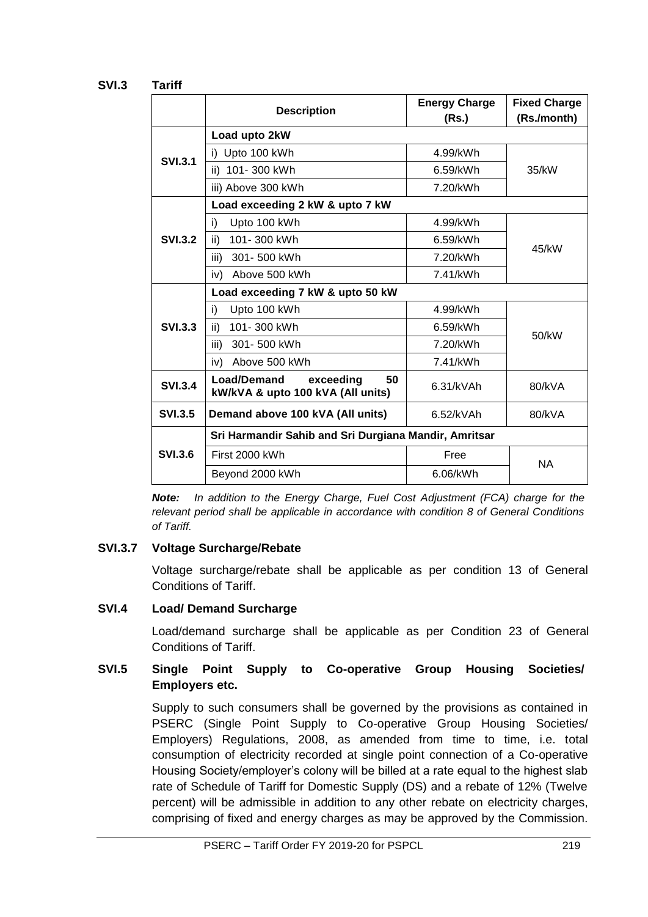### SVI.3 Tariff

| | Description | Energy Charge (Rs.) | Fixed Charge (Rs./month) |
|---|---|---|---|
| SVI.3.1 | **Load upto 2kW** | | |
| | i) Upto 100 kWh | 4.99/kWh | 35/kW |
| | ii) 101- 300 kWh | 6.59/kWh | |
| | iii) Above 300 kWh | 7.20/kWh | |
| SVI.3.2 | **Load exceeding 2 kW & upto 7 kW** | | |
| | i) Upto 100 kWh | 4.99/kWh | 45/kW |
| | ii) 101- 300 kWh | 6.59/kWh | |
| | iii) 301- 500 kWh | 7.20/kWh | |
| | iv) Above 500 kWh | 7.41/kWh | |
| SVI.3.3 | **Load exceeding 7 kW & upto 50 kW** | | |
| | i) Upto 100 kWh | 4.99/kWh | 50/kW |
| | ii) 101- 300 kWh | 6.59/kWh | |
| | iii) 301- 500 kWh | 7.20/kWh | |
| | iv) Above 500 kWh | 7.41/kWh | |
| SVI.3.4 | **Load/Demand exceeding 50 kW/kVA & upto 100 kVA (All units)** | 6.31/kVAh | 80/kVA |
| SVI.3.5 | **Demand above 100 kVA (All units)** | 6.52/kVAh | 80/kVA |
| SVI.3.6 | **Sri Harmandir Sahib and Sri Durgiana Mandir, Amritsar** | | |
| | First 2000 kWh | Free | NA |
| | Beyond 2000 kWh | 6.06/kWh | |

***Note:*** *In addition to the Energy Charge, Fuel Cost Adjustment (FCA) charge for the relevant period shall be applicable in accordance with condition 8 of General Conditions of Tariff.*

### SVI.3.7 Voltage Surcharge/Rebate

Voltage surcharge/rebate shall be applicable as per condition 13 of General Conditions of Tariff.

### SVI.4 Load/ Demand Surcharge

Load/demand surcharge shall be applicable as per Condition 23 of General Conditions of Tariff.

### SVI.5 Single Point Supply to Co-operative Group Housing Societies/ Employers etc.

Supply to such consumers shall be governed by the provisions as contained in PSERC (Single Point Supply to Co-operative Group Housing Societies/ Employers) Regulations, 2008, as amended from time to time, i.e. total consumption of electricity recorded at single point connection of a Co-operative Housing Society/employer's colony will be billed at a rate equal to the highest slab rate of Schedule of Tariff for Domestic Supply (DS) and a rebate of 12% (Twelve percent) will be admissible in addition to any other rebate on electricity charges, comprising of fixed and energy charges as may be approved by the Commission.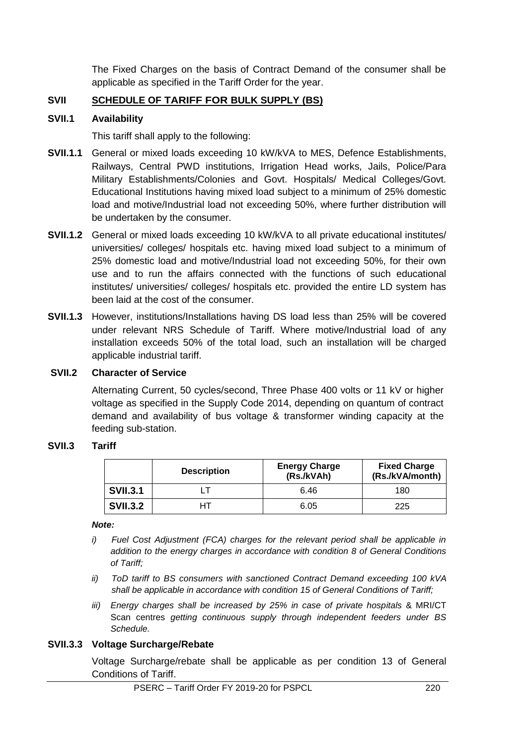The Fixed Charges on the basis of Contract Demand of the consumer shall be applicable as specified in the Tariff Order for the year.

## SVII SCHEDULE OF TARIFF FOR BULK SUPPLY (BS)

### SVII.1 Availability

This tariff shall apply to the following:

**SVII.1.1** General or mixed loads exceeding 10 kW/kVA to MES, Defence Establishments, Railways, Central PWD institutions, Irrigation Head works, Jails, Police/Para Military Establishments/Colonies and Govt. Hospitals/ Medical Colleges/Govt. Educational Institutions having mixed load subject to a minimum of 25% domestic load and motive/Industrial load not exceeding 50%, where further distribution will be undertaken by the consumer.

**SVII.1.2** General or mixed loads exceeding 10 kW/kVA to all private educational institutes/ universities/ colleges/ hospitals etc. having mixed load subject to a minimum of 25% domestic load and motive/Industrial load not exceeding 50%, for their own use and to run the affairs connected with the functions of such educational institutes/ universities/ colleges/ hospitals etc. provided the entire LD system has been laid at the cost of the consumer.

**SVII.1.3** However, institutions/Installations having DS load less than 25% will be covered under relevant NRS Schedule of Tariff. Where motive/Industrial load of any installation exceeds 50% of the total load, such an installation will be charged applicable industrial tariff.

### SVII.2 Character of Service

Alternating Current, 50 cycles/second, Three Phase 400 volts or 11 kV or higher voltage as specified in the Supply Code 2014, depending on quantum of contract demand and availability of bus voltage & transformer winding capacity at the feeding sub-station.

### SVII.3 Tariff

| | Description | Energy Charge (Rs./kVAh) | Fixed Charge (Rs./kVA/month) |
|---|---|---|---|
| **SVII.3.1** | LT | 6.46 | 180 |
| **SVII.3.2** | HT | 6.05 | 225 |

***Note:***

i) *Fuel Cost Adjustment (FCA) charges for the relevant period shall be applicable in addition to the energy charges in accordance with condition 8 of General Conditions of Tariff;*

ii) *ToD tariff to BS consumers with sanctioned Contract Demand exceeding 100 kVA shall be applicable in accordance with condition 15 of General Conditions of Tariff;*

iii) *Energy charges shall be increased by 25% in case of private hospitals* & MRI/CT Scan centres *getting continuous supply through independent feeders under BS Schedule.*

### SVII.3.3 Voltage Surcharge/Rebate

Voltage Surcharge/rebate shall be applicable as per condition 13 of General Conditions of Tariff.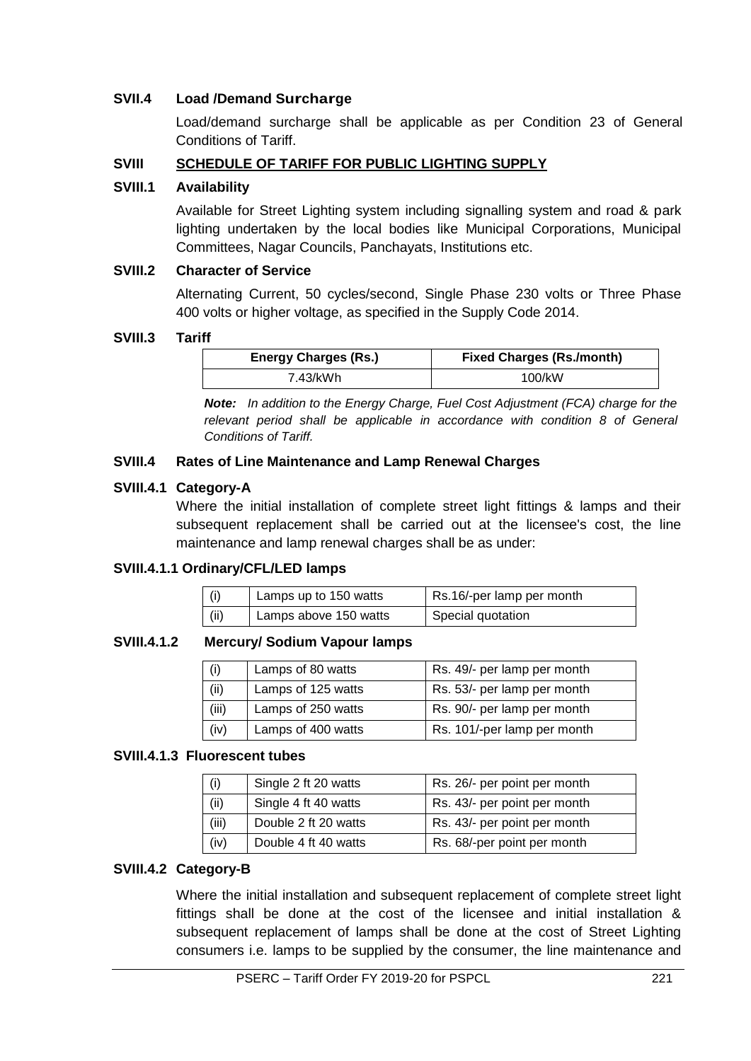**SVII.4 Load /Demand Surcharge**

Load/demand surcharge shall be applicable as per Condition 23 of General Conditions of Tariff.

## SVIII SCHEDULE OF TARIFF FOR PUBLIC LIGHTING SUPPLY

**SVIII.1 Availability**

Available for Street Lighting system including signalling system and road & park lighting undertaken by the local bodies like Municipal Corporations, Municipal Committees, Nagar Councils, Panchayats, Institutions etc.

**SVIII.2 Character of Service**

Alternating Current, 50 cycles/second, Single Phase 230 volts or Three Phase 400 volts or higher voltage, as specified in the Supply Code 2014.

**SVIII.3 Tariff**

| Energy Charges (Rs.) | Fixed Charges (Rs./month) |
|---|---|
| 7.43/kWh | 100/kW |

***Note:*** *In addition to the Energy Charge, Fuel Cost Adjustment (FCA) charge for the relevant period shall be applicable in accordance with condition 8 of General Conditions of Tariff.*

**SVIII.4 Rates of Line Maintenance and Lamp Renewal Charges**

**SVIII.4.1 Category-A**

Where the initial installation of complete street light fittings & lamps and their subsequent replacement shall be carried out at the licensee's cost, the line maintenance and lamp renewal charges shall be as under:

**SVIII.4.1.1 Ordinary/CFL/LED lamps**

| | | |
|---|---|---|
| (i) | Lamps up to 150 watts | Rs.16/-per lamp per month |
| (ii) | Lamps above 150 watts | Special quotation |

**SVIII.4.1.2 Mercury/ Sodium Vapour lamps**

| | | |
|---|---|---|
| (i) | Lamps of 80 watts | Rs. 49/- per lamp per month |
| (ii) | Lamps of 125 watts | Rs. 53/- per lamp per month |
| (iii) | Lamps of 250 watts | Rs. 90/- per lamp per month |
| (iv) | Lamps of 400 watts | Rs. 101/-per lamp per month |

**SVIII.4.1.3 Fluorescent tubes**

| | | |
|---|---|---|
| (i) | Single 2 ft 20 watts | Rs. 26/- per point per month |
| (ii) | Single 4 ft 40 watts | Rs. 43/- per point per month |
| (iii) | Double 2 ft 20 watts | Rs. 43/- per point per month |
| (iv) | Double 4 ft 40 watts | Rs. 68/-per point per month |

**SVIII.4.2 Category-B**

Where the initial installation and subsequent replacement of complete street light fittings shall be done at the cost of the licensee and initial installation & subsequent replacement of lamps shall be done at the cost of Street Lighting consumers i.e. lamps to be supplied by the consumer, the line maintenance and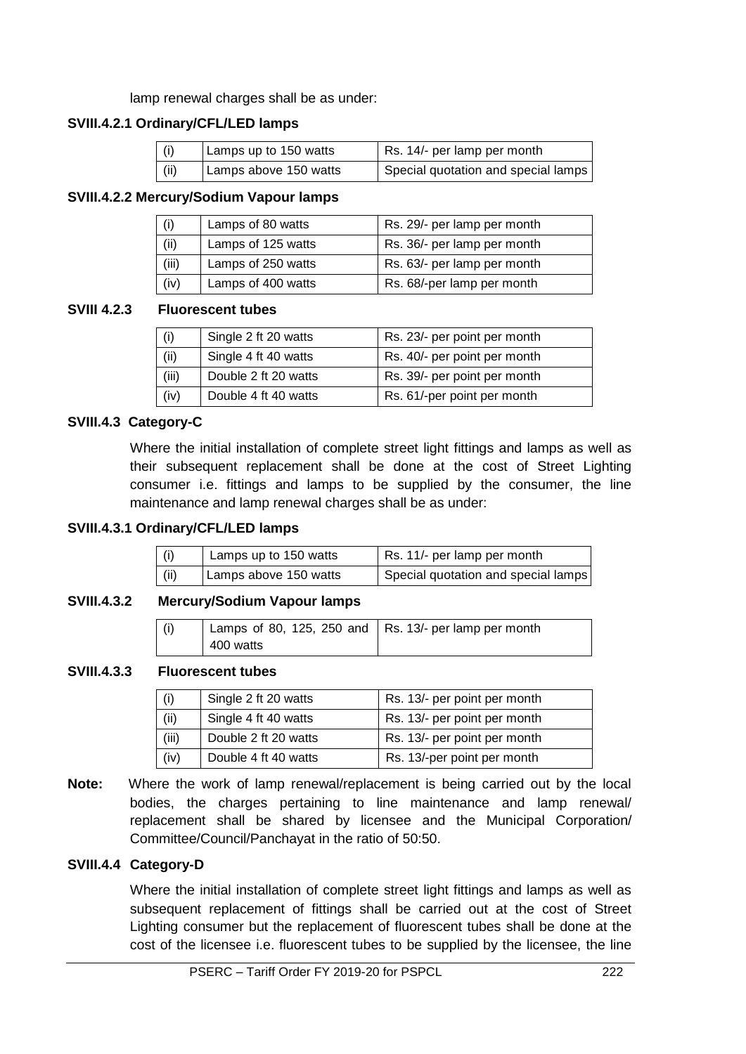lamp renewal charges shall be as under:

**SVIII.4.2.1 Ordinary/CFL/LED lamps**

| | | |
|---|---|---|
| (i) | Lamps up to 150 watts | Rs. 14/- per lamp per month |
| (ii) | Lamps above 150 watts | Special quotation and special lamps |

**SVIII.4.2.2 Mercury/Sodium Vapour lamps**

| | | |
|---|---|---|
| (i) | Lamps of 80 watts | Rs. 29/- per lamp per month |
| (ii) | Lamps of 125 watts | Rs. 36/- per lamp per month |
| (iii) | Lamps of 250 watts | Rs. 63/- per lamp per month |
| (iv) | Lamps of 400 watts | Rs. 68/-per lamp per month |

**SVIII 4.2.3 Fluorescent tubes**

| | | |
|---|---|---|
| (i) | Single 2 ft 20 watts | Rs. 23/- per point per month |
| (ii) | Single 4 ft 40 watts | Rs. 40/- per point per month |
| (iii) | Double 2 ft 20 watts | Rs. 39/- per point per month |
| (iv) | Double 4 ft 40 watts | Rs. 61/-per point per month |

**SVIII.4.3 Category-C**

Where the initial installation of complete street light fittings and lamps as well as their subsequent replacement shall be done at the cost of Street Lighting consumer i.e. fittings and lamps to be supplied by the consumer, the line maintenance and lamp renewal charges shall be as under:

**SVIII.4.3.1 Ordinary/CFL/LED lamps**

| | | |
|---|---|---|
| (i) | Lamps up to 150 watts | Rs. 11/- per lamp per month |
| (ii) | Lamps above 150 watts | Special quotation and special lamps |

**SVIII.4.3.2 Mercury/Sodium Vapour lamps**

| | | |
|---|---|---|
| (i) | Lamps of 80, 125, 250 and 400 watts | Rs. 13/- per lamp per month |

**SVIII.4.3.3 Fluorescent tubes**

| | | |
|---|---|---|
| (i) | Single 2 ft 20 watts | Rs. 13/- per point per month |
| (ii) | Single 4 ft 40 watts | Rs. 13/- per point per month |
| (iii) | Double 2 ft 20 watts | Rs. 13/- per point per month |
| (iv) | Double 4 ft 40 watts | Rs. 13/-per point per month |

**Note:** Where the work of lamp renewal/replacement is being carried out by the local bodies, the charges pertaining to line maintenance and lamp renewal/ replacement shall be shared by licensee and the Municipal Corporation/ Committee/Council/Panchayat in the ratio of 50:50.

**SVIII.4.4 Category-D**

Where the initial installation of complete street light fittings and lamps as well as subsequent replacement of fittings shall be carried out at the cost of Street Lighting consumer but the replacement of fluorescent tubes shall be done at the cost of the licensee i.e. fluorescent tubes to be supplied by the licensee, the line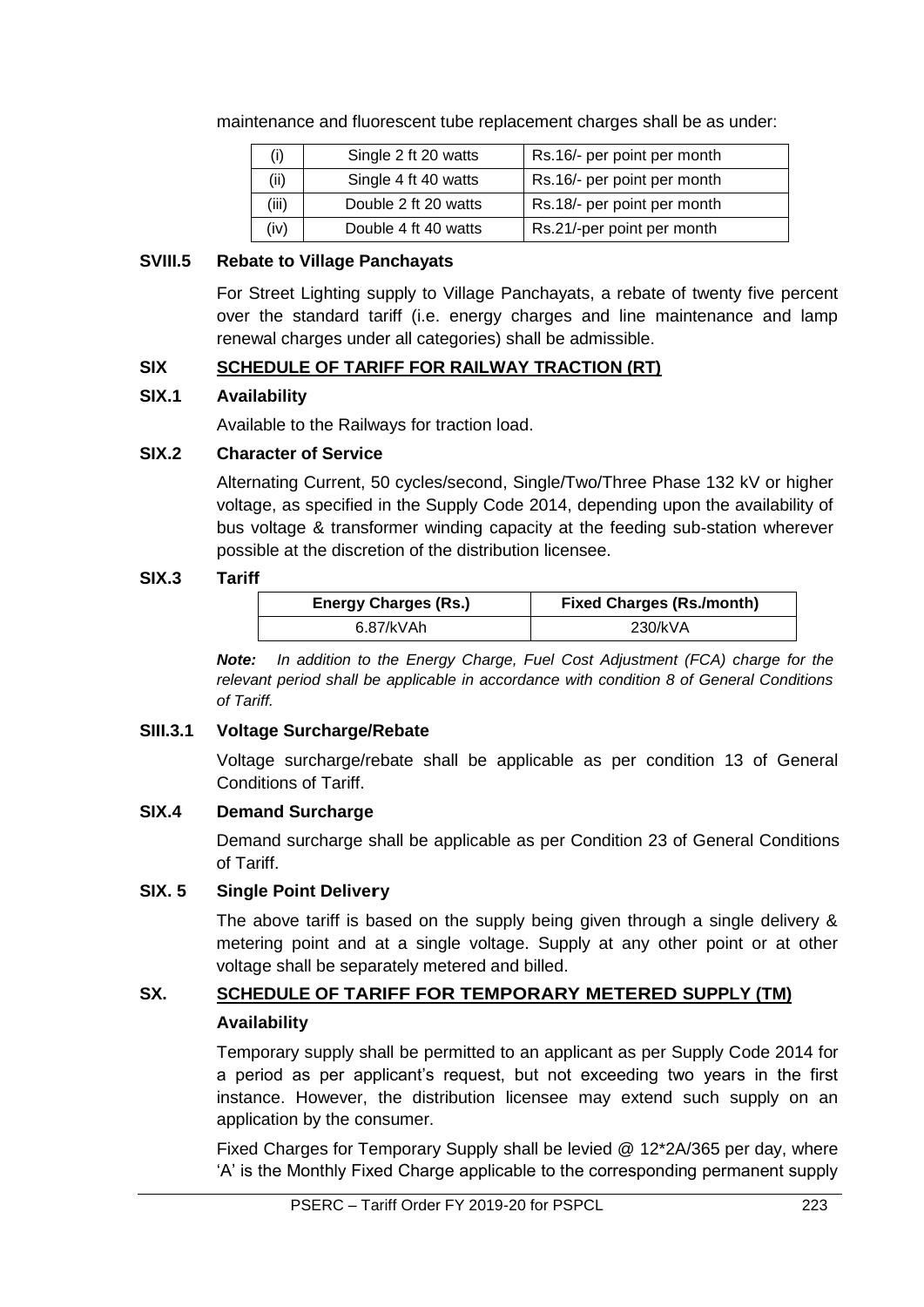maintenance and fluorescent tube replacement charges shall be as under:

| (i) | Single 2 ft 20 watts | Rs.16/- per point per month |
|---|---|---|
| (ii) | Single 4 ft 40 watts | Rs.16/- per point per month |
| (iii) | Double 2 ft 20 watts | Rs.18/- per point per month |
| (iv) | Double 4 ft 40 watts | Rs.21/-per point per month |

**SVIII.5 Rebate to Village Panchayats**

For Street Lighting supply to Village Panchayats, a rebate of twenty five percent over the standard tariff (i.e. energy charges and line maintenance and lamp renewal charges under all categories) shall be admissible.

## SIX SCHEDULE OF TARIFF FOR RAILWAY TRACTION (RT)

**SIX.1 Availability**

Available to the Railways for traction load.

**SIX.2 Character of Service**

Alternating Current, 50 cycles/second, Single/Two/Three Phase 132 kV or higher voltage, as specified in the Supply Code 2014, depending upon the availability of bus voltage & transformer winding capacity at the feeding sub-station wherever possible at the discretion of the distribution licensee.

**SIX.3 Tariff**

| Energy Charges (Rs.) | Fixed Charges (Rs./month) |
|---|---|
| 6.87/kVAh | 230/kVA |

***Note:*** *In addition to the Energy Charge, Fuel Cost Adjustment (FCA) charge for the relevant period shall be applicable in accordance with condition 8 of General Conditions of Tariff.*

**SIII.3.1 Voltage Surcharge/Rebate**

Voltage surcharge/rebate shall be applicable as per condition 13 of General Conditions of Tariff.

**SIX.4 Demand Surcharge**

Demand surcharge shall be applicable as per Condition 23 of General Conditions of Tariff.

**SIX. 5 Single Point Delivery**

The above tariff is based on the supply being given through a single delivery & metering point and at a single voltage. Supply at any other point or at other voltage shall be separately metered and billed.

## SX. SCHEDULE OF TARIFF FOR TEMPORARY METERED SUPPLY (TM)

**Availability**

Temporary supply shall be permitted to an applicant as per Supply Code 2014 for a period as per applicant's request, but not exceeding two years in the first instance. However, the distribution licensee may extend such supply on an application by the consumer.

Fixed Charges for Temporary Supply shall be levied @ 12*2A/365 per day, where 'A' is the Monthly Fixed Charge applicable to the corresponding permanent supply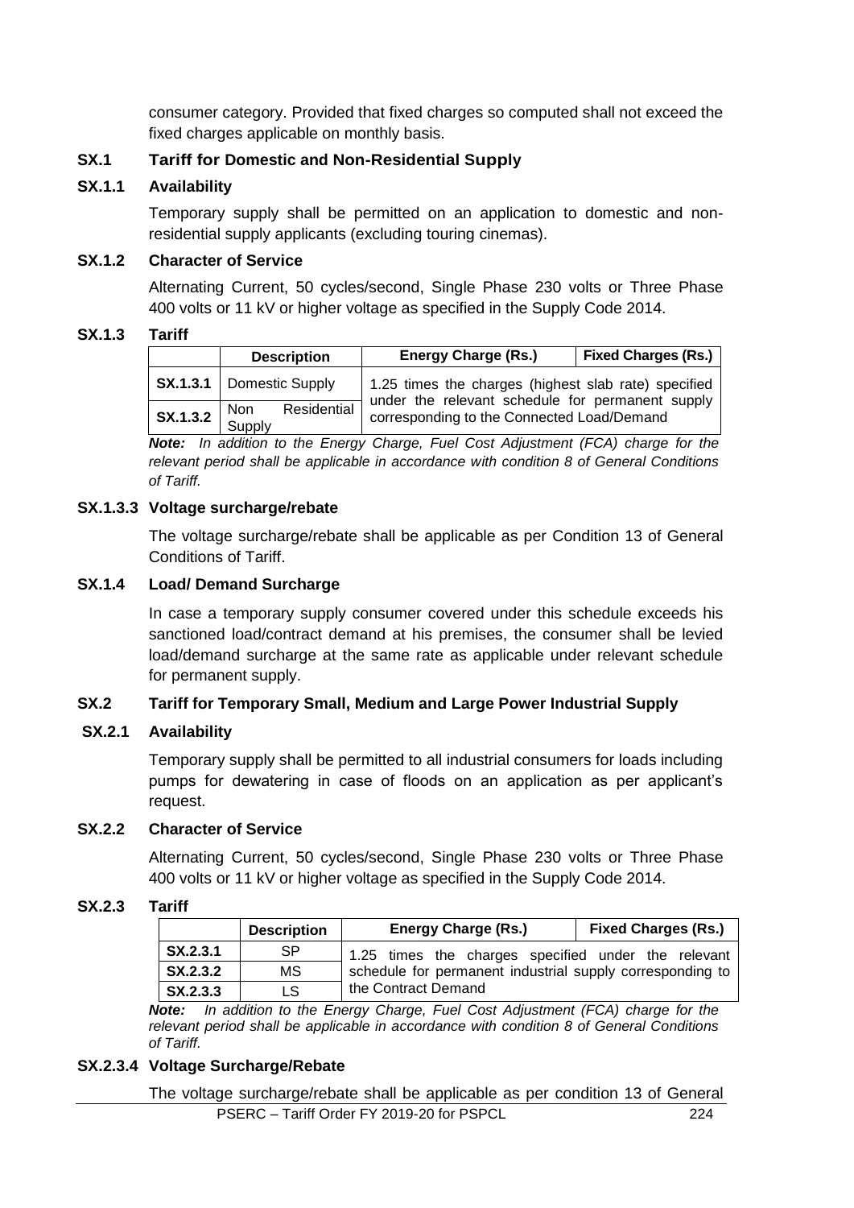consumer category. Provided that fixed charges so computed shall not exceed the fixed charges applicable on monthly basis.

### SX.1 Tariff for Domestic and Non-Residential Supply

#### SX.1.1 Availability

Temporary supply shall be permitted on an application to domestic and non-residential supply applicants (excluding touring cinemas).

#### SX.1.2 Character of Service

Alternating Current, 50 cycles/second, Single Phase 230 volts or Three Phase 400 volts or 11 kV or higher voltage as specified in the Supply Code 2014.

#### SX.1.3 Tariff

| | Description | Energy Charge (Rs.) | Fixed Charges (Rs.) |
|---|---|---|---|
| **SX.1.3.1** | Domestic Supply | 1.25 times the charges (highest slab rate) specified under the relevant schedule for permanent supply corresponding to the Connected Load/Demand | |
| **SX.1.3.2** | Non Residential Supply | | |

***Note:*** *In addition to the Energy Charge, Fuel Cost Adjustment (FCA) charge for the relevant period shall be applicable in accordance with condition 8 of General Conditions of Tariff.*

#### SX.1.3.3 Voltage surcharge/rebate

The voltage surcharge/rebate shall be applicable as per Condition 13 of General Conditions of Tariff.

#### SX.1.4 Load/ Demand Surcharge

In case a temporary supply consumer covered under this schedule exceeds his sanctioned load/contract demand at his premises, the consumer shall be levied load/demand surcharge at the same rate as applicable under relevant schedule for permanent supply.

### SX.2 Tariff for Temporary Small, Medium and Large Power Industrial Supply

#### SX.2.1 Availability

Temporary supply shall be permitted to all industrial consumers for loads including pumps for dewatering in case of floods on an application as per applicant's request.

#### SX.2.2 Character of Service

Alternating Current, 50 cycles/second, Single Phase 230 volts or Three Phase 400 volts or 11 kV or higher voltage as specified in the Supply Code 2014.

#### SX.2.3 Tariff

| | Description | Energy Charge (Rs.) | Fixed Charges (Rs.) |
|---|---|---|---|
| **SX.2.3.1** | SP | 1.25 times the charges specified under the relevant schedule for permanent industrial supply corresponding to the Contract Demand | |
| **SX.2.3.2** | MS | | |
| **SX.2.3.3** | LS | | |

***Note:*** *In addition to the Energy Charge, Fuel Cost Adjustment (FCA) charge for the relevant period shall be applicable in accordance with condition 8 of General Conditions of Tariff.*

#### SX.2.3.4 Voltage Surcharge/Rebate

The voltage surcharge/rebate shall be applicable as per condition 13 of General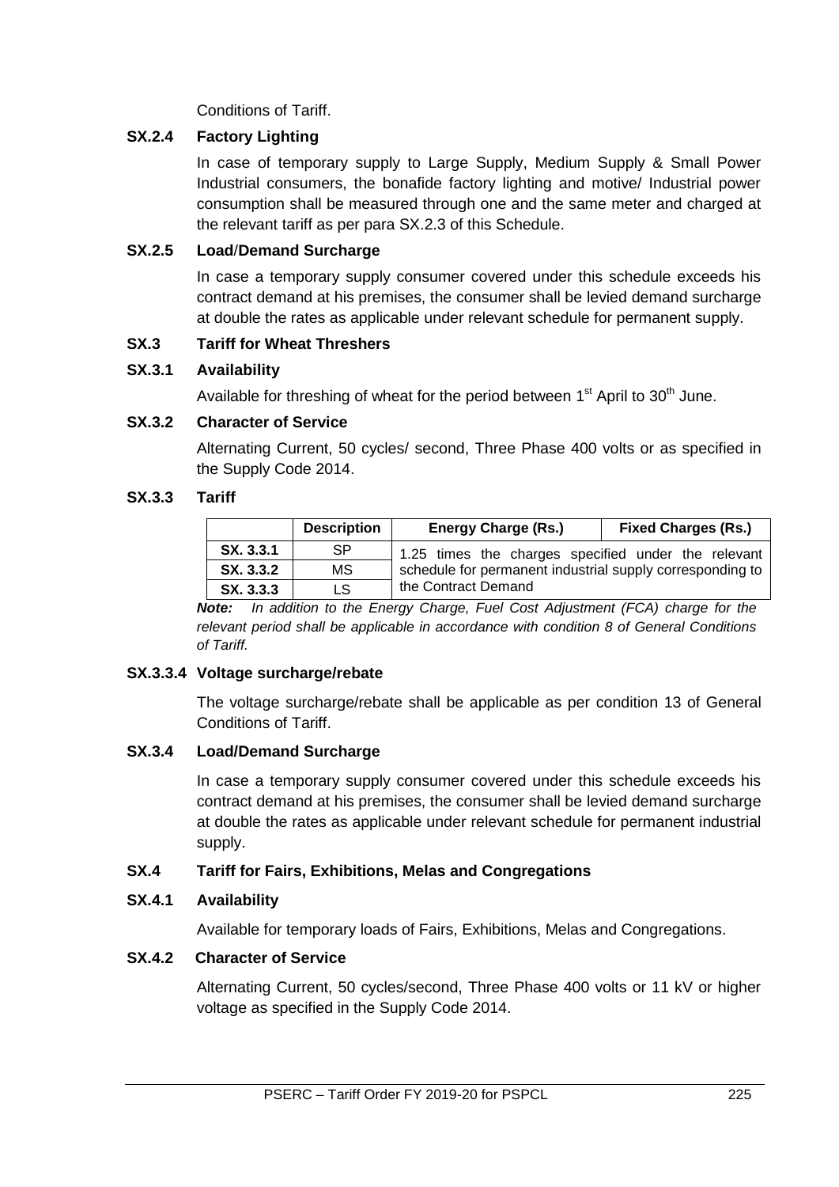Conditions of Tariff.

**SX.2.4 Factory Lighting**

In case of temporary supply to Large Supply, Medium Supply & Small Power Industrial consumers, the bonafide factory lighting and motive/ Industrial power consumption shall be measured through one and the same meter and charged at the relevant tariff as per para SX.2.3 of this Schedule.

**SX.2.5 Load/Demand Surcharge**

In case a temporary supply consumer covered under this schedule exceeds his contract demand at his premises, the consumer shall be levied demand surcharge at double the rates as applicable under relevant schedule for permanent supply.

**SX.3 Tariff for Wheat Threshers**

**SX.3.1 Availability**

Available for threshing of wheat for the period between 1st April to 30th June.

**SX.3.2 Character of Service**

Alternating Current, 50 cycles/ second, Three Phase 400 volts or as specified in the Supply Code 2014.

**SX.3.3 Tariff**

| | Description | Energy Charge (Rs.) | Fixed Charges (Rs.) |
|---|---|---|---|
| SX. 3.3.1 | SP | 1.25 times the charges specified under the relevant schedule for permanent industrial supply corresponding to the Contract Demand | |
| SX. 3.3.2 | MS | | |
| SX. 3.3.3 | LS | | |

***Note:*** *In addition to the Energy Charge, Fuel Cost Adjustment (FCA) charge for the relevant period shall be applicable in accordance with condition 8 of General Conditions of Tariff.*

**SX.3.3.4 Voltage surcharge/rebate**

The voltage surcharge/rebate shall be applicable as per condition 13 of General Conditions of Tariff.

**SX.3.4 Load/Demand Surcharge**

In case a temporary supply consumer covered under this schedule exceeds his contract demand at his premises, the consumer shall be levied demand surcharge at double the rates as applicable under relevant schedule for permanent industrial supply.

**SX.4 Tariff for Fairs, Exhibitions, Melas and Congregations**

**SX.4.1 Availability**

Available for temporary loads of Fairs, Exhibitions, Melas and Congregations.

**SX.4.2 Character of Service**

Alternating Current, 50 cycles/second, Three Phase 400 volts or 11 kV or higher voltage as specified in the Supply Code 2014.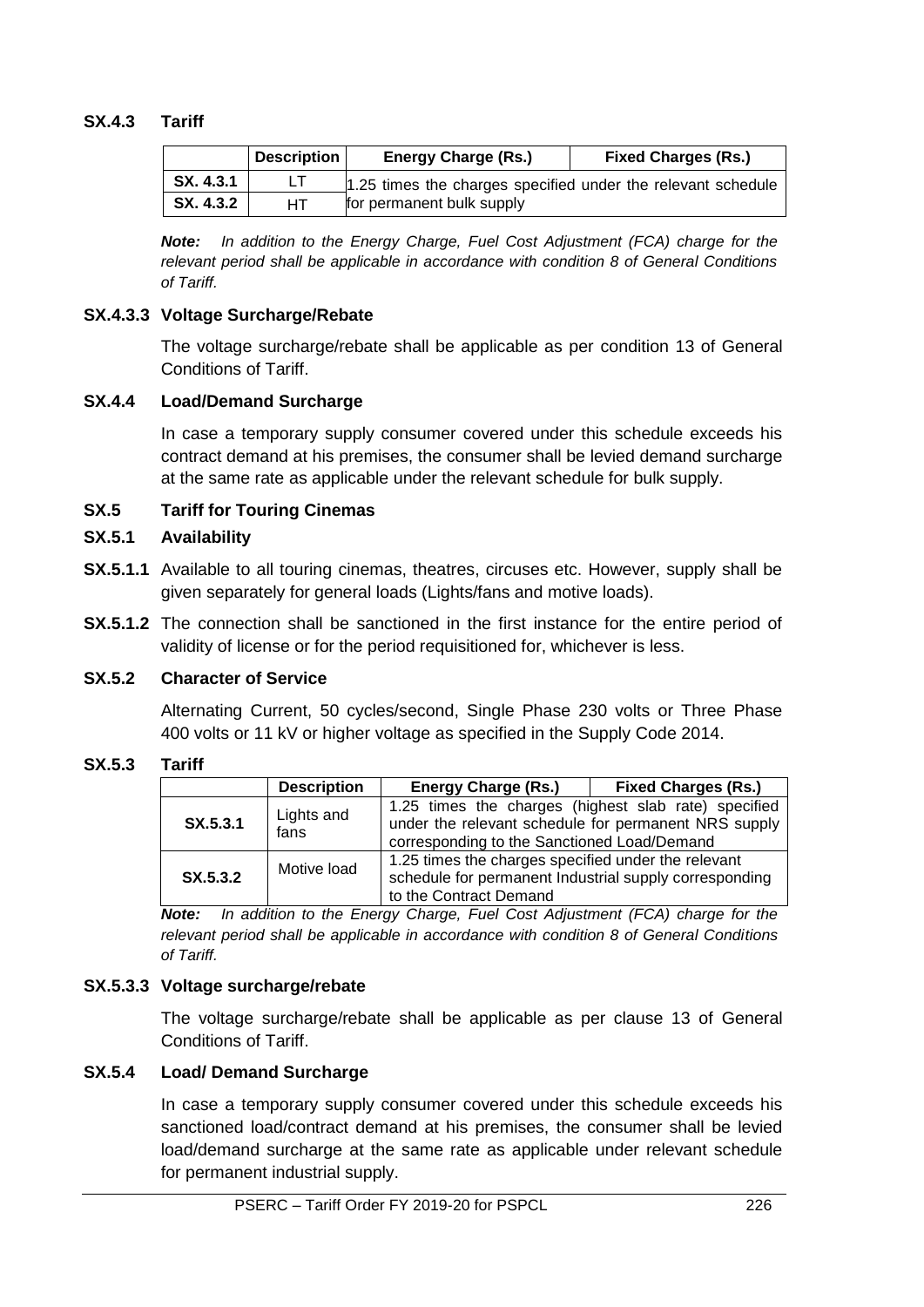### SX.4.3 Tariff

| | Description | Energy Charge (Rs.) | Fixed Charges (Rs.) |
|---|---|---|---|
| SX. 4.3.1 | LT | 1.25 times the charges specified under the relevant schedule for permanent bulk supply | |
| SX. 4.3.2 | HT | | |

***Note:*** *In addition to the Energy Charge, Fuel Cost Adjustment (FCA) charge for the relevant period shall be applicable in accordance with condition 8 of General Conditions of Tariff.*

### SX.4.3.3 Voltage Surcharge/Rebate

The voltage surcharge/rebate shall be applicable as per condition 13 of General Conditions of Tariff.

### SX.4.4 Load/Demand Surcharge

In case a temporary supply consumer covered under this schedule exceeds his contract demand at his premises, the consumer shall be levied demand surcharge at the same rate as applicable under the relevant schedule for bulk supply.

### SX.5 Tariff for Touring Cinemas

### SX.5.1 Availability

**SX.5.1.1** Available to all touring cinemas, theatres, circuses etc. However, supply shall be given separately for general loads (Lights/fans and motive loads).

**SX.5.1.2** The connection shall be sanctioned in the first instance for the entire period of validity of license or for the period requisitioned for, whichever is less.

### SX.5.2 Character of Service

Alternating Current, 50 cycles/second, Single Phase 230 volts or Three Phase 400 volts or 11 kV or higher voltage as specified in the Supply Code 2014.

### SX.5.3 Tariff

| | Description | Energy Charge (Rs.) | Fixed Charges (Rs.) |
|---|---|---|---|
| SX.5.3.1 | Lights and fans | 1.25 times the charges (highest slab rate) specified under the relevant schedule for permanent NRS supply corresponding to the Sanctioned Load/Demand | |
| SX.5.3.2 | Motive load | 1.25 times the charges specified under the relevant schedule for permanent Industrial supply corresponding to the Contract Demand | |

***Note:*** *In addition to the Energy Charge, Fuel Cost Adjustment (FCA) charge for the relevant period shall be applicable in accordance with condition 8 of General Conditions of Tariff.*

### SX.5.3.3 Voltage surcharge/rebate

The voltage surcharge/rebate shall be applicable as per clause 13 of General Conditions of Tariff.

### SX.5.4 Load/ Demand Surcharge

In case a temporary supply consumer covered under this schedule exceeds his sanctioned load/contract demand at his premises, the consumer shall be levied load/demand surcharge at the same rate as applicable under relevant schedule for permanent industrial supply.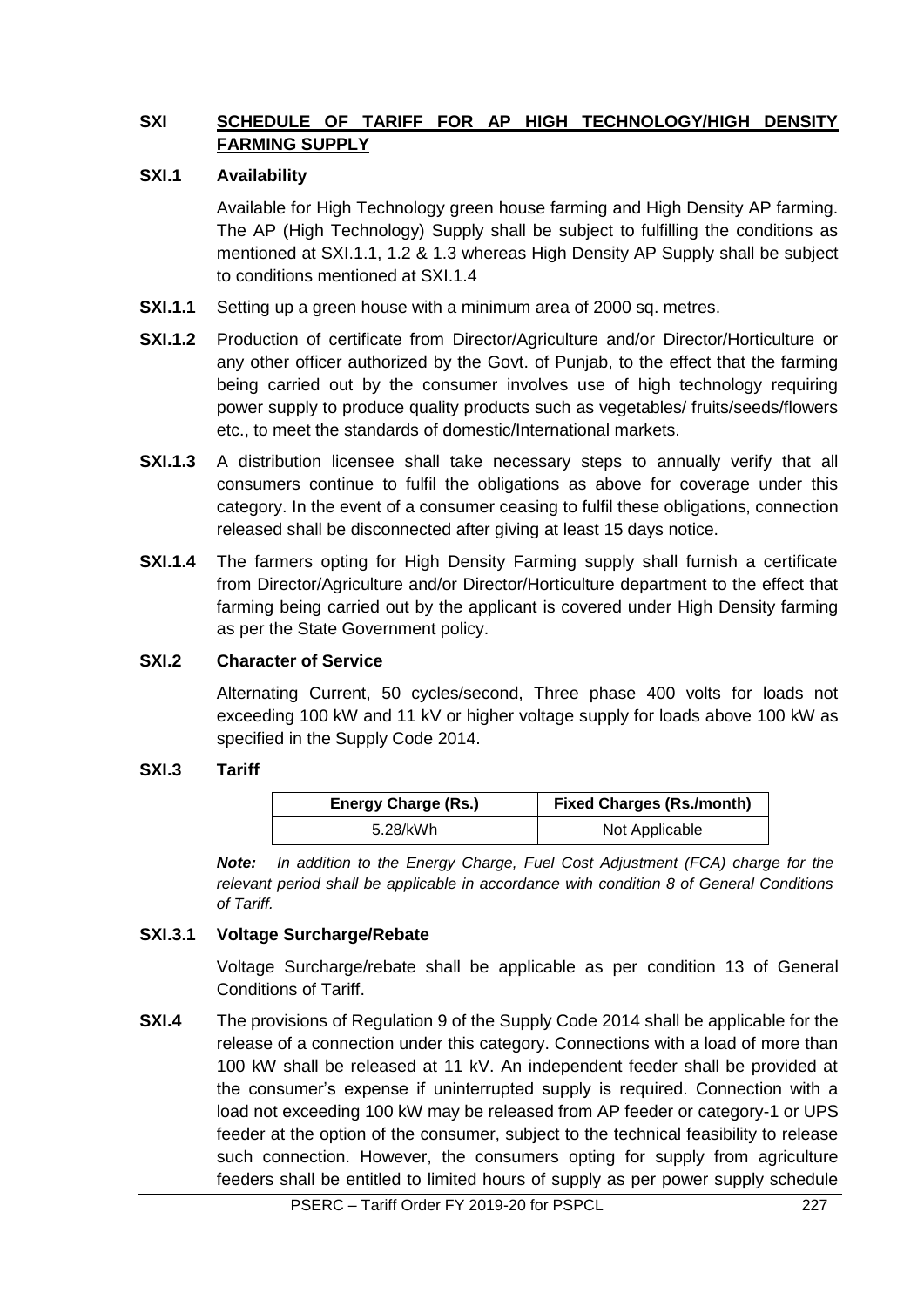## SXI SCHEDULE OF TARIFF FOR AP HIGH TECHNOLOGY/HIGH DENSITY FARMING SUPPLY

### SXI.1 Availability

Available for High Technology green house farming and High Density AP farming. The AP (High Technology) Supply shall be subject to fulfilling the conditions as mentioned at SXI.1.1, 1.2 & 1.3 whereas High Density AP Supply shall be subject to conditions mentioned at SXI.1.4

**SXI.1.1** Setting up a green house with a minimum area of 2000 sq. metres.

**SXI.1.2** Production of certificate from Director/Agriculture and/or Director/Horticulture or any other officer authorized by the Govt. of Punjab, to the effect that the farming being carried out by the consumer involves use of high technology requiring power supply to produce quality products such as vegetables/ fruits/seeds/flowers etc., to meet the standards of domestic/International markets.

**SXI.1.3** A distribution licensee shall take necessary steps to annually verify that all consumers continue to fulfil the obligations as above for coverage under this category. In the event of a consumer ceasing to fulfil these obligations, connection released shall be disconnected after giving at least 15 days notice.

**SXI.1.4** The farmers opting for High Density Farming supply shall furnish a certificate from Director/Agriculture and/or Director/Horticulture department to the effect that farming being carried out by the applicant is covered under High Density farming as per the State Government policy.

### SXI.2 Character of Service

Alternating Current, 50 cycles/second, Three phase 400 volts for loads not exceeding 100 kW and 11 kV or higher voltage supply for loads above 100 kW as specified in the Supply Code 2014.

### SXI.3 Tariff

| Energy Charge (Rs.) | Fixed Charges (Rs./month) |
|---|---|
| 5.28/kWh | Not Applicable |

***Note:*** *In addition to the Energy Charge, Fuel Cost Adjustment (FCA) charge for the relevant period shall be applicable in accordance with condition 8 of General Conditions of Tariff.*

### SXI.3.1 Voltage Surcharge/Rebate

Voltage Surcharge/rebate shall be applicable as per condition 13 of General Conditions of Tariff.

**SXI.4** The provisions of Regulation 9 of the Supply Code 2014 shall be applicable for the release of a connection under this category. Connections with a load of more than 100 kW shall be released at 11 kV. An independent feeder shall be provided at the consumer's expense if uninterrupted supply is required. Connection with a load not exceeding 100 kW may be released from AP feeder or category-1 or UPS feeder at the option of the consumer, subject to the technical feasibility to release such connection. However, the consumers opting for supply from agriculture feeders shall be entitled to limited hours of supply as per power supply schedule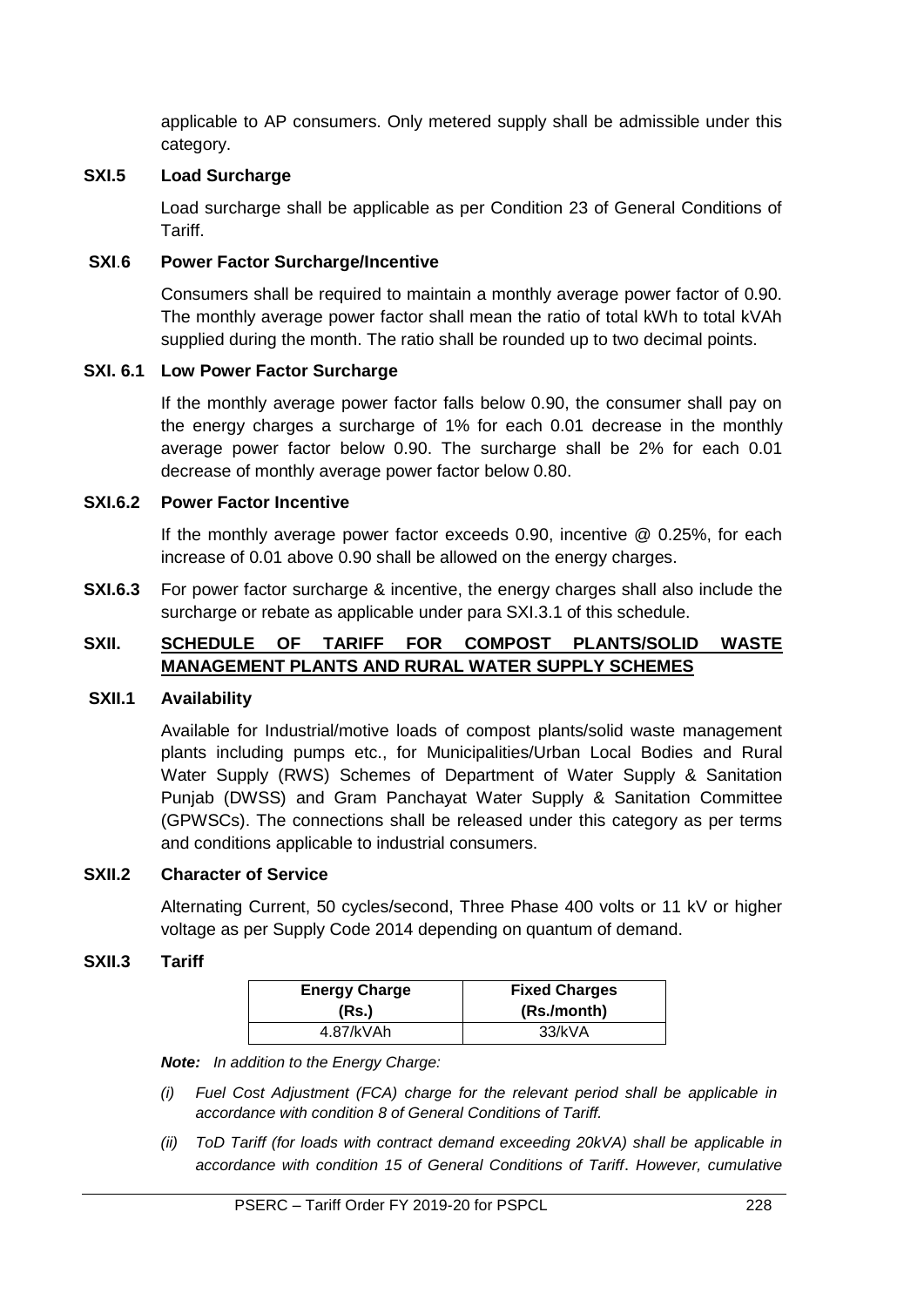applicable to AP consumers. Only metered supply shall be admissible under this category.

**SXI.5 Load Surcharge**

Load surcharge shall be applicable as per Condition 23 of General Conditions of Tariff.

**SXI.6 Power Factor Surcharge/Incentive**

Consumers shall be required to maintain a monthly average power factor of 0.90. The monthly average power factor shall mean the ratio of total kWh to total kVAh supplied during the month. The ratio shall be rounded up to two decimal points.

**SXI. 6.1 Low Power Factor Surcharge**

If the monthly average power factor falls below 0.90, the consumer shall pay on the energy charges a surcharge of 1% for each 0.01 decrease in the monthly average power factor below 0.90. The surcharge shall be 2% for each 0.01 decrease of monthly average power factor below 0.80.

**SXI.6.2 Power Factor Incentive**

If the monthly average power factor exceeds 0.90, incentive @ 0.25%, for each increase of 0.01 above 0.90 shall be allowed on the energy charges.

**SXI.6.3** For power factor surcharge & incentive, the energy charges shall also include the surcharge or rebate as applicable under para SXI.3.1 of this schedule.

**SXII. <u>SCHEDULE OF TARIFF FOR COMPOST PLANTS/SOLID WASTE MANAGEMENT PLANTS AND RURAL WATER SUPPLY SCHEMES</u>**

**SXII.1 Availability**

Available for Industrial/motive loads of compost plants/solid waste management plants including pumps etc., for Municipalities/Urban Local Bodies and Rural Water Supply (RWS) Schemes of Department of Water Supply & Sanitation Punjab (DWSS) and Gram Panchayat Water Supply & Sanitation Committee (GPWSCs). The connections shall be released under this category as per terms and conditions applicable to industrial consumers.

**SXII.2 Character of Service**

Alternating Current, 50 cycles/second, Three Phase 400 volts or 11 kV or higher voltage as per Supply Code 2014 depending on quantum of demand.

**SXII.3 Tariff**

| Energy Charge (Rs.) | Fixed Charges (Rs./month) |
|---|---|
| 4.87/kVAh | 33/kVA |

***Note:*** *In addition to the Energy Charge:*

*(i) Fuel Cost Adjustment (FCA) charge for the relevant period shall be applicable in accordance with condition 8 of General Conditions of Tariff.*

*(ii) ToD Tariff (for loads with contract demand exceeding 20kVA) shall be applicable in accordance with condition 15 of General Conditions of Tariff. However, cumulative*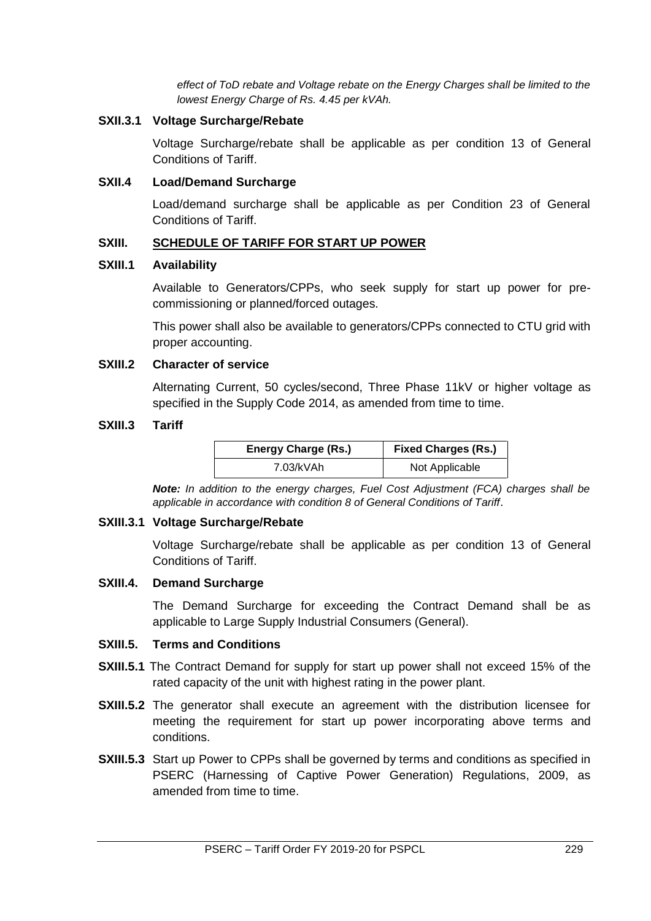*effect of ToD rebate and Voltage rebate on the Energy Charges shall be limited to the lowest Energy Charge of Rs. 4.45 per kVAh.*

**SXII.3.1 Voltage Surcharge/Rebate**

Voltage Surcharge/rebate shall be applicable as per condition 13 of General Conditions of Tariff.

**SXII.4 Load/Demand Surcharge**

Load/demand surcharge shall be applicable as per Condition 23 of General Conditions of Tariff.

## SXIII. SCHEDULE OF TARIFF FOR START UP POWER

**SXIII.1 Availability**

Available to Generators/CPPs, who seek supply for start up power for pre-commissioning or planned/forced outages.

This power shall also be available to generators/CPPs connected to CTU grid with proper accounting.

**SXIII.2 Character of service**

Alternating Current, 50 cycles/second, Three Phase 11kV or higher voltage as specified in the Supply Code 2014, as amended from time to time.

**SXIII.3 Tariff**

| Energy Charge (Rs.) | Fixed Charges (Rs.) |
|---|---|
| 7.03/kVAh | Not Applicable |

***Note:*** *In addition to the energy charges, Fuel Cost Adjustment (FCA) charges shall be applicable in accordance with condition 8 of General Conditions of Tariff*.

**SXIII.3.1 Voltage Surcharge/Rebate**

Voltage Surcharge/rebate shall be applicable as per condition 13 of General Conditions of Tariff.

**SXIII.4. Demand Surcharge**

The Demand Surcharge for exceeding the Contract Demand shall be as applicable to Large Supply Industrial Consumers (General).

**SXIII.5. Terms and Conditions**

**SXIII.5.1** The Contract Demand for supply for start up power shall not exceed 15% of the rated capacity of the unit with highest rating in the power plant.

**SXIII.5.2** The generator shall execute an agreement with the distribution licensee for meeting the requirement for start up power incorporating above terms and conditions.

**SXIII.5.3** Start up Power to CPPs shall be governed by terms and conditions as specified in PSERC (Harnessing of Captive Power Generation) Regulations, 2009, as amended from time to time.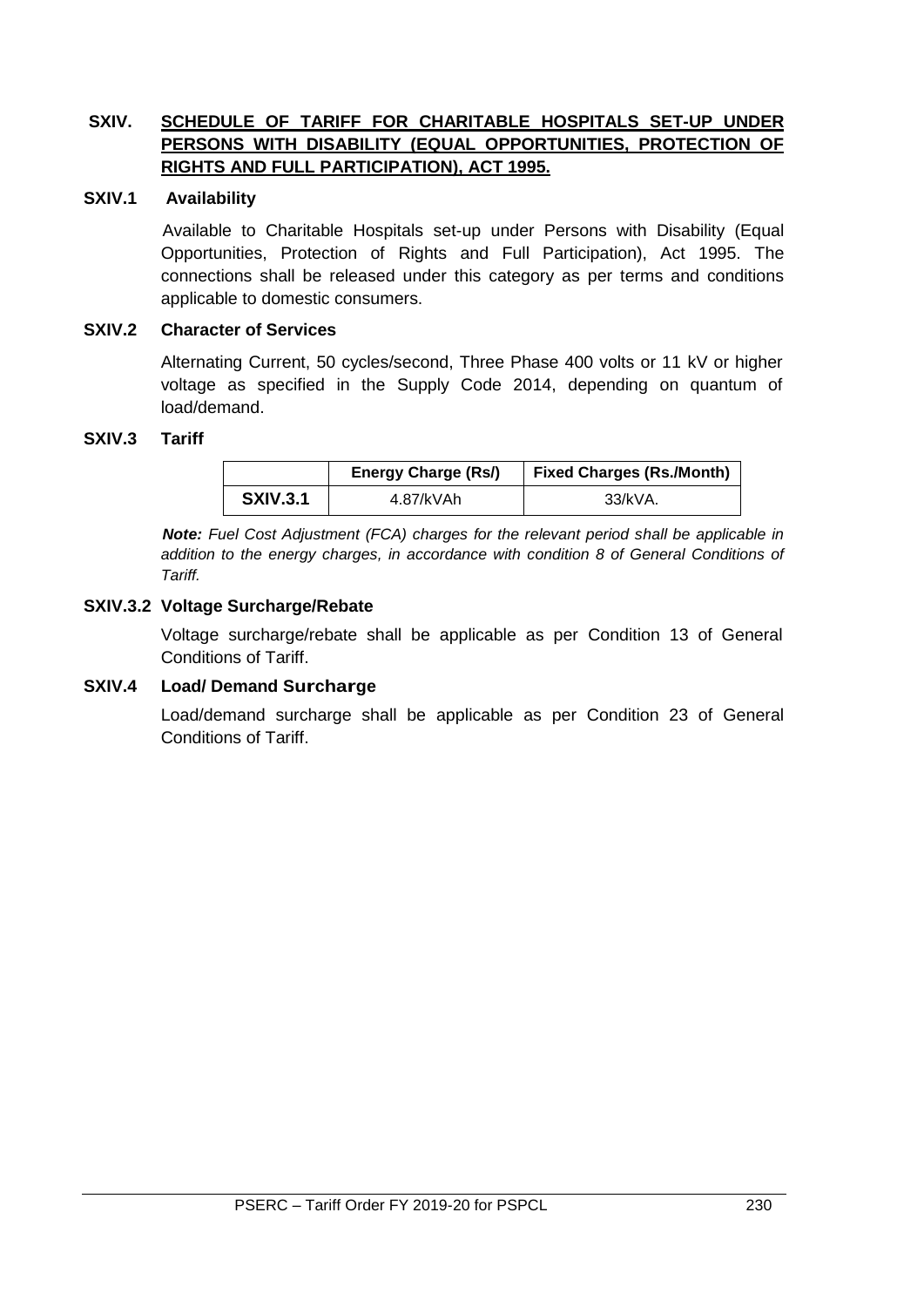## SXIV. SCHEDULE OF TARIFF FOR CHARITABLE HOSPITALS SET-UP UNDER PERSONS WITH DISABILITY (EQUAL OPPORTUNITIES, PROTECTION OF RIGHTS AND FULL PARTICIPATION), ACT 1995.

### SXIV.1 Availability

Available to Charitable Hospitals set-up under Persons with Disability (Equal Opportunities, Protection of Rights and Full Participation), Act 1995. The connections shall be released under this category as per terms and conditions applicable to domestic consumers.

### SXIV.2 Character of Services

Alternating Current, 50 cycles/second, Three Phase 400 volts or 11 kV or higher voltage as specified in the Supply Code 2014, depending on quantum of load/demand.

### SXIV.3 Tariff

| | Energy Charge (Rs/) | Fixed Charges (Rs./Month) |
|---|---|---|
| **SXIV.3.1** | 4.87/kVAh | 33/kVA. |

***Note:*** *Fuel Cost Adjustment (FCA) charges for the relevant period shall be applicable in addition to the energy charges, in accordance with condition 8 of General Conditions of Tariff.*

### SXIV.3.2 Voltage Surcharge/Rebate

Voltage surcharge/rebate shall be applicable as per Condition 13 of General Conditions of Tariff.

### SXIV.4 Load/ Demand Surcharge

Load/demand surcharge shall be applicable as per Condition 23 of General Conditions of Tariff.